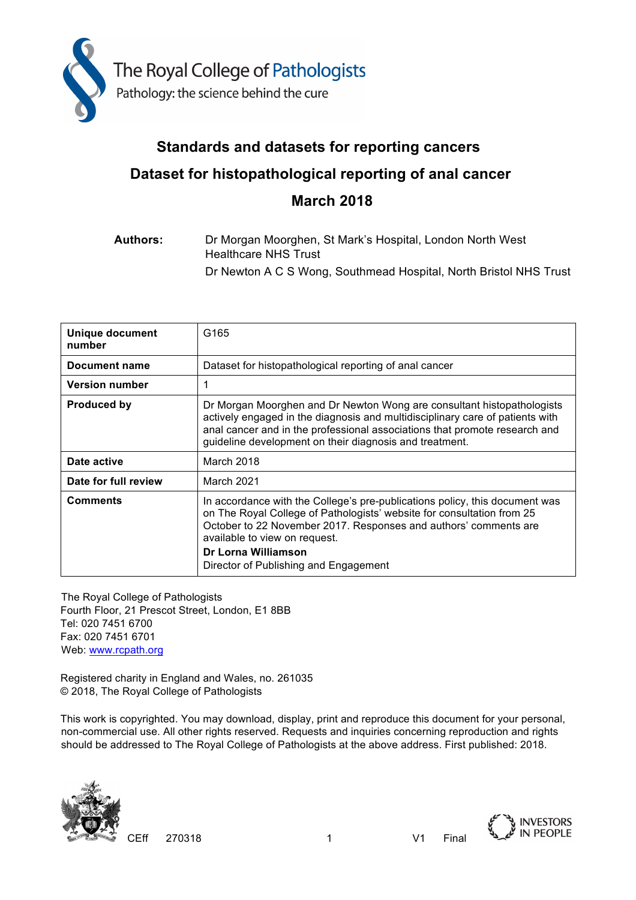The Royal College of Pathologists

Pathology: the science behind the cure

# Standards and datasets for reporting cancers

## Dataset for histopathological reporting of anal cancer

## March 2018

**Authors:** Dr Morgan Moorghen, St Mark's Hospital, London North West Healthcare NHS Trust

Dr Newton A C S Wong, Southmead Hospital, North Bristol NHS Trust

| | |
|---|---|
| **Unique document number** | G165 |
| **Document name** | Dataset for histopathological reporting of anal cancer |
| **Version number** | 1 |
| **Produced by** | Dr Morgan Moorghen and Dr Newton Wong are consultant histopathologists actively engaged in the diagnosis and multidisciplinary care of patients with anal cancer and in the professional associations that promote research and guideline development on their diagnosis and treatment. |
| **Date active** | March 2018 |
| **Date for full review** | March 2021 |
| **Comments** | In accordance with the College's pre-publications policy, this document was on The Royal College of Pathologists' website for consultation from 25 October to 22 November 2017. Responses and authors' comments are available to view on request. **Dr Lorna Williamson** Director of Publishing and Engagement |

The Royal College of Pathologists
Fourth Floor, 21 Prescot Street, London, E1 8BB
Tel: 020 7451 6700
Fax: 020 7451 6701
Web: www.rcpath.org

Registered charity in England and Wales, no. 261035
© 2018, The Royal College of Pathologists

This work is copyrighted. You may download, display, print and reproduce this document for your personal, non-commercial use. All other rights reserved. Requests and inquiries concerning reproduction and rights should be addressed to The Royal College of Pathologists at the above address. First published: 2018.

CEff 270318 V1 Final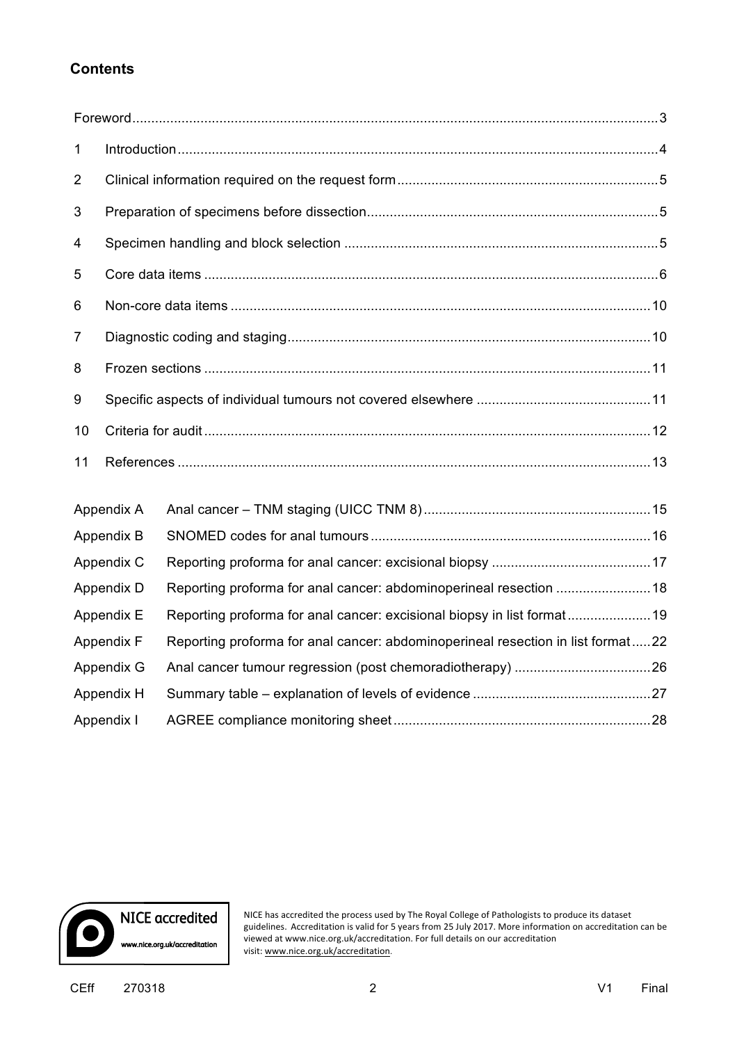## Contents

| | | |
|---|---|---|
| Foreword | | 3 |
| 1 | Introduction | 4 |
| 2 | Clinical information required on the request form | 5 |
| 3 | Preparation of specimens before dissection | 5 |
| 4 | Specimen handling and block selection | 5 |
| 5 | Core data items | 6 |
| 6 | Non-core data items | 10 |
| 7 | Diagnostic coding and staging | 10 |
| 8 | Frozen sections | 11 |
| 9 | Specific aspects of individual tumours not covered elsewhere | 11 |
| 10 | Criteria for audit | 12 |
| 11 | References | 13 |

| | | |
|---|---|---|
| Appendix A | Anal cancer – TNM staging (UICC TNM 8) | 15 |
| Appendix B | SNOMED codes for anal tumours | 16 |
| Appendix C | Reporting proforma for anal cancer: excisional biopsy | 17 |
| Appendix D | Reporting proforma for anal cancer: abdominoperineal resection | 18 |
| Appendix E | Reporting proforma for anal cancer: excisional biopsy in list format | 19 |
| Appendix F | Reporting proforma for anal cancer: abdominoperineal resection in list format | 22 |
| Appendix G | Anal cancer tumour regression (post chemoradiotherapy) | 26 |
| Appendix H | Summary table – explanation of levels of evidence | 27 |
| Appendix I | AGREE compliance monitoring sheet | 28 |

NICE accredited
www.nice.org.uk/accreditation

NICE has accredited the process used by The Royal College of Pathologists to produce its dataset guidelines. Accreditation is valid for 5 years from 25 July 2017. More information on accreditation can be viewed at www.nice.org.uk/accreditation. For full details on our accreditation visit: www.nice.org.uk/accreditation.

CEff 270318 V1 Final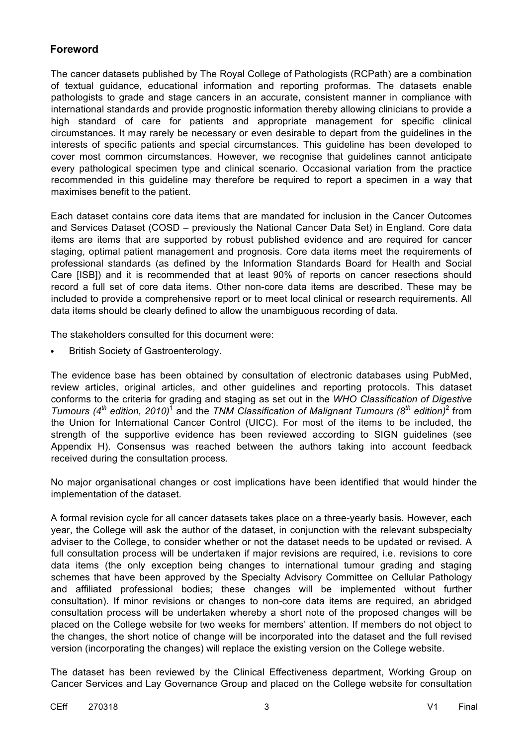## Foreword

The cancer datasets published by The Royal College of Pathologists (RCPath) are a combination of textual guidance, educational information and reporting proformas. The datasets enable pathologists to grade and stage cancers in an accurate, consistent manner in compliance with international standards and provide prognostic information thereby allowing clinicians to provide a high standard of care for patients and appropriate management for specific clinical circumstances. It may rarely be necessary or even desirable to depart from the guidelines in the interests of specific patients and special circumstances. This guideline has been developed to cover most common circumstances. However, we recognise that guidelines cannot anticipate every pathological specimen type and clinical scenario. Occasional variation from the practice recommended in this guideline may therefore be required to report a specimen in a way that maximises benefit to the patient.

Each dataset contains core data items that are mandated for inclusion in the Cancer Outcomes and Services Dataset (COSD – previously the National Cancer Data Set) in England. Core data items are items that are supported by robust published evidence and are required for cancer staging, optimal patient management and prognosis. Core data items meet the requirements of professional standards (as defined by the Information Standards Board for Health and Social Care [ISB]) and it is recommended that at least 90% of reports on cancer resections should record a full set of core data items. Other non-core data items are described. These may be included to provide a comprehensive report or to meet local clinical or research requirements. All data items should be clearly defined to allow the unambiguous recording of data.

The stakeholders consulted for this document were:

- British Society of Gastroenterology.

The evidence base has been obtained by consultation of electronic databases using PubMed, review articles, original articles, and other guidelines and reporting protocols. This dataset conforms to the criteria for grading and staging as set out in the *WHO Classification of Digestive Tumours (4th edition, 2010)*[1] and the *TNM Classification of Malignant Tumours (8th edition)*[2] from the Union for International Cancer Control (UICC). For most of the items to be included, the strength of the supportive evidence has been reviewed according to SIGN guidelines (see Appendix H). Consensus was reached between the authors taking into account feedback received during the consultation process.

No major organisational changes or cost implications have been identified that would hinder the implementation of the dataset.

A formal revision cycle for all cancer datasets takes place on a three-yearly basis. However, each year, the College will ask the author of the dataset, in conjunction with the relevant subspecialty adviser to the College, to consider whether or not the dataset needs to be updated or revised. A full consultation process will be undertaken if major revisions are required, i.e. revisions to core data items (the only exception being changes to international tumour grading and staging schemes that have been approved by the Specialty Advisory Committee on Cellular Pathology and affiliated professional bodies; these changes will be implemented without further consultation). If minor revisions or changes to non-core data items are required, an abridged consultation process will be undertaken whereby a short note of the proposed changes will be placed on the College website for two weeks for members' attention. If members do not object to the changes, the short notice of change will be incorporated into the dataset and the full revised version (incorporating the changes) will replace the existing version on the College website.

The dataset has been reviewed by the Clinical Effectiveness department, Working Group on Cancer Services and Lay Governance Group and placed on the College website for consultation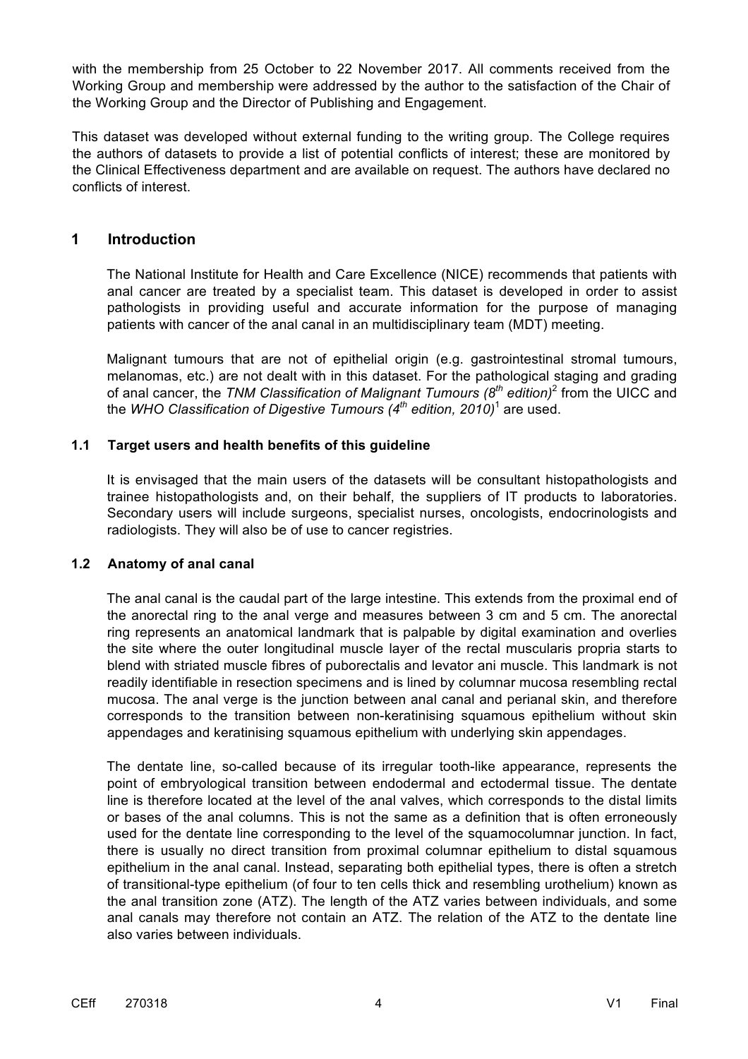with the membership from 25 October to 22 November 2017. All comments received from the Working Group and membership were addressed by the author to the satisfaction of the Chair of the Working Group and the Director of Publishing and Engagement.

This dataset was developed without external funding to the writing group. The College requires the authors of datasets to provide a list of potential conflicts of interest; these are monitored by the Clinical Effectiveness department and are available on request. The authors have declared no conflicts of interest.

## 1 Introduction

The National Institute for Health and Care Excellence (NICE) recommends that patients with anal cancer are treated by a specialist team. This dataset is developed in order to assist pathologists in providing useful and accurate information for the purpose of managing patients with cancer of the anal canal in an multidisciplinary team (MDT) meeting.

Malignant tumours that are not of epithelial origin (e.g. gastrointestinal stromal tumours, melanomas, etc.) are not dealt with in this dataset. For the pathological staging and grading of anal cancer, the *TNM Classification of Malignant Tumours (8th edition)*[2] from the UICC and the *WHO Classification of Digestive Tumours (4th edition, 2010)*[1] are used.

### 1.1 Target users and health benefits of this guideline

It is envisaged that the main users of the datasets will be consultant histopathologists and trainee histopathologists and, on their behalf, the suppliers of IT products to laboratories. Secondary users will include surgeons, specialist nurses, oncologists, endocrinologists and radiologists. They will also be of use to cancer registries.

### 1.2 Anatomy of anal canal

The anal canal is the caudal part of the large intestine. This extends from the proximal end of the anorectal ring to the anal verge and measures between 3 cm and 5 cm. The anorectal ring represents an anatomical landmark that is palpable by digital examination and overlies the site where the outer longitudinal muscle layer of the rectal muscularis propria starts to blend with striated muscle fibres of puborectalis and levator ani muscle. This landmark is not readily identifiable in resection specimens and is lined by columnar mucosa resembling rectal mucosa. The anal verge is the junction between anal canal and perianal skin, and therefore corresponds to the transition between non-keratinising squamous epithelium without skin appendages and keratinising squamous epithelium with underlying skin appendages.

The dentate line, so-called because of its irregular tooth-like appearance, represents the point of embryological transition between endodermal and ectodermal tissue. The dentate line is therefore located at the level of the anal valves, which corresponds to the distal limits or bases of the anal columns. This is not the same as a definition that is often erroneously used for the dentate line corresponding to the level of the squamocolumnar junction. In fact, there is usually no direct transition from proximal columnar epithelium to distal squamous epithelium in the anal canal. Instead, separating both epithelial types, there is often a stretch of transitional-type epithelium (of four to ten cells thick and resembling urothelium) known as the anal transition zone (ATZ). The length of the ATZ varies between individuals, and some anal canals may therefore not contain an ATZ. The relation of the ATZ to the dentate line also varies between individuals.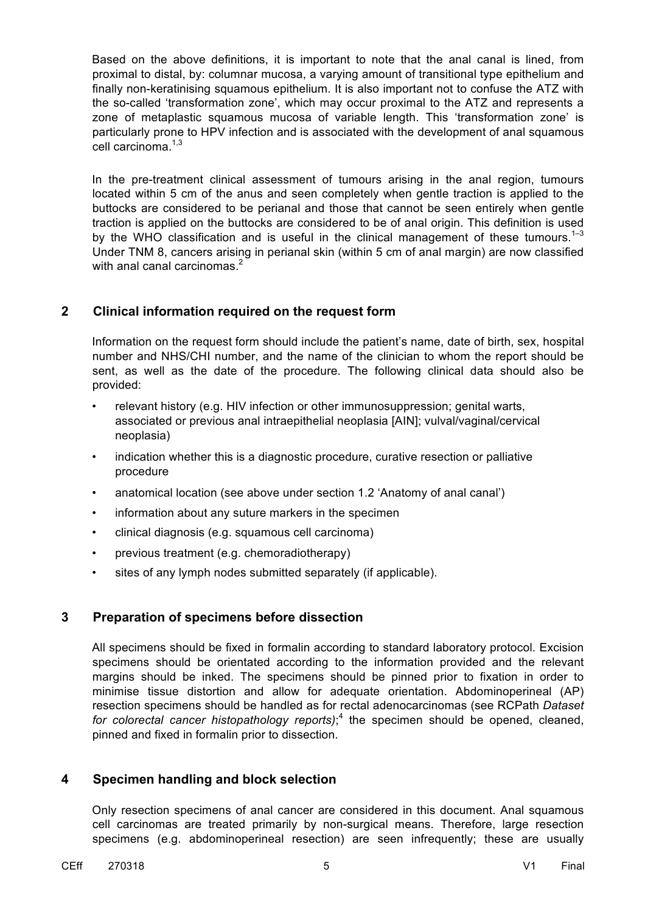Based on the above definitions, it is important to note that the anal canal is lined, from proximal to distal, by: columnar mucosa, a varying amount of transitional type epithelium and finally non-keratinising squamous epithelium. It is also important not to confuse the ATZ with the so-called 'transformation zone', which may occur proximal to the ATZ and represents a zone of metaplastic squamous mucosa of variable length. This 'transformation zone' is particularly prone to HPV infection and is associated with the development of anal squamous cell carcinoma.[1,3]

In the pre-treatment clinical assessment of tumours arising in the anal region, tumours located within 5 cm of the anus and seen completely when gentle traction is applied to the buttocks are considered to be perianal and those that cannot be seen entirely when gentle traction is applied on the buttocks are considered to be of anal origin. This definition is used by the WHO classification and is useful in the clinical management of these tumours.[1–3] Under TNM 8, cancers arising in perianal skin (within 5 cm of anal margin) are now classified with anal canal carcinomas.[2]

## 2 Clinical information required on the request form

Information on the request form should include the patient's name, date of birth, sex, hospital number and NHS/CHI number, and the name of the clinician to whom the report should be sent, as well as the date of the procedure. The following clinical data should also be provided:

- relevant history (e.g. HIV infection or other immunosuppression; genital warts, associated or previous anal intraepithelial neoplasia [AIN]; vulval/vaginal/cervical neoplasia)
- indication whether this is a diagnostic procedure, curative resection or palliative procedure
- anatomical location (see above under section 1.2 'Anatomy of anal canal')
- information about any suture markers in the specimen
- clinical diagnosis (e.g. squamous cell carcinoma)
- previous treatment (e.g. chemoradiotherapy)
- sites of any lymph nodes submitted separately (if applicable).

## 3 Preparation of specimens before dissection

All specimens should be fixed in formalin according to standard laboratory protocol. Excision specimens should be orientated according to the information provided and the relevant margins should be inked. The specimens should be pinned prior to fixation in order to minimise tissue distortion and allow for adequate orientation. Abdominoperineal (AP) resection specimens should be handled as for rectal adenocarcinomas (see RCPath *Dataset for colorectal cancer histopathology reports)*;[4] the specimen should be opened, cleaned, pinned and fixed in formalin prior to dissection.

## 4 Specimen handling and block selection

Only resection specimens of anal cancer are considered in this document. Anal squamous cell carcinomas are treated primarily by non-surgical means. Therefore, large resection specimens (e.g. abdominoperineal resection) are seen infrequently; these are usually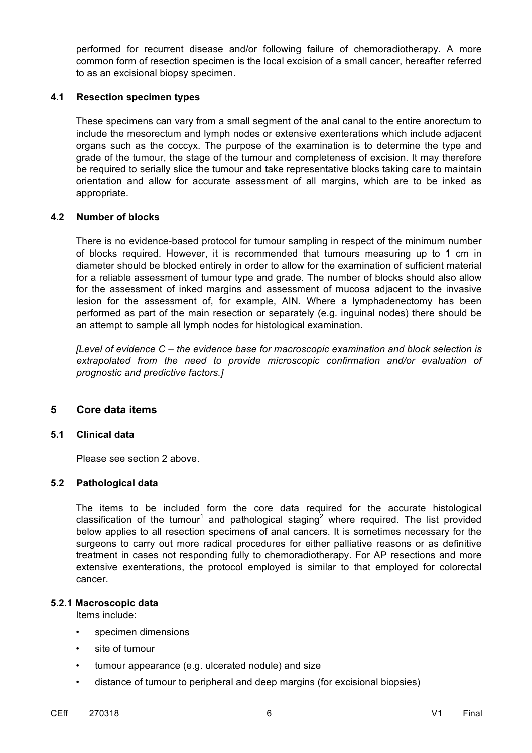performed for recurrent disease and/or following failure of chemoradiotherapy. A more common form of resection specimen is the local excision of a small cancer, hereafter referred to as an excisional biopsy specimen.

### 4.1 Resection specimen types

These specimens can vary from a small segment of the anal canal to the entire anorectum to include the mesorectum and lymph nodes or extensive exenterations which include adjacent organs such as the coccyx. The purpose of the examination is to determine the type and grade of the tumour, the stage of the tumour and completeness of excision. It may therefore be required to serially slice the tumour and take representative blocks taking care to maintain orientation and allow for accurate assessment of all margins, which are to be inked as appropriate.

### 4.2 Number of blocks

There is no evidence-based protocol for tumour sampling in respect of the minimum number of blocks required. However, it is recommended that tumours measuring up to 1 cm in diameter should be blocked entirely in order to allow for the examination of sufficient material for a reliable assessment of tumour type and grade. The number of blocks should also allow for the assessment of inked margins and assessment of mucosa adjacent to the invasive lesion for the assessment of, for example, AIN. Where a lymphadenectomy has been performed as part of the main resection or separately (e.g. inguinal nodes) there should be an attempt to sample all lymph nodes for histological examination.

*[Level of evidence C – the evidence base for macroscopic examination and block selection is extrapolated from the need to provide microscopic confirmation and/or evaluation of prognostic and predictive factors.]*

## 5 Core data items

### 5.1 Clinical data

Please see section 2 above.

### 5.2 Pathological data

The items to be included form the core data required for the accurate histological classification of the tumour[1] and pathological staging[2] where required. The list provided below applies to all resection specimens of anal cancers. It is sometimes necessary for the surgeons to carry out more radical procedures for either palliative reasons or as definitive treatment in cases not responding fully to chemoradiotherapy. For AP resections and more extensive exenterations, the protocol employed is similar to that employed for colorectal cancer.

#### 5.2.1 Macroscopic data

Items include:

- specimen dimensions
- site of tumour
- tumour appearance (e.g. ulcerated nodule) and size
- distance of tumour to peripheral and deep margins (for excisional biopsies)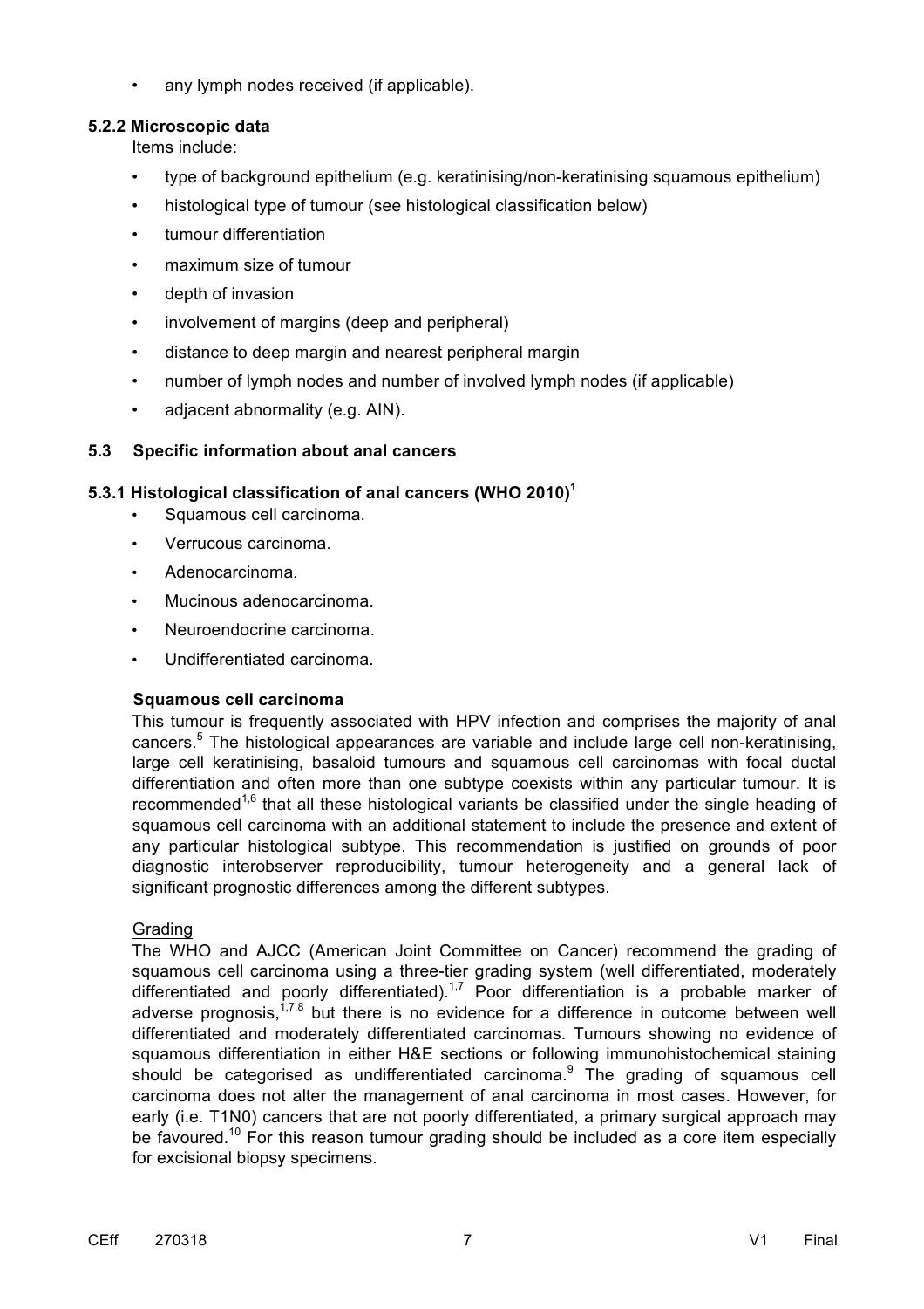- any lymph nodes received (if applicable).

#### 5.2.2 Microscopic data

Items include:

- type of background epithelium (e.g. keratinising/non-keratinising squamous epithelium)
- histological type of tumour (see histological classification below)
- tumour differentiation
- maximum size of tumour
- depth of invasion
- involvement of margins (deep and peripheral)
- distance to deep margin and nearest peripheral margin
- number of lymph nodes and number of involved lymph nodes (if applicable)
- adjacent abnormality (e.g. AIN).

### 5.3 Specific information about anal cancers

#### 5.3.1 Histological classification of anal cancers (WHO 2010)[1]

- Squamous cell carcinoma.
- Verrucous carcinoma.
- Adenocarcinoma.
- Mucinous adenocarcinoma.
- Neuroendocrine carcinoma.
- Undifferentiated carcinoma.

**Squamous cell carcinoma**

This tumour is frequently associated with HPV infection and comprises the majority of anal cancers.[5] The histological appearances are variable and include large cell non-keratinising, large cell keratinising, basaloid tumours and squamous cell carcinomas with focal ductal differentiation and often more than one subtype coexists within any particular tumour. It is recommended[1,6] that all these histological variants be classified under the single heading of squamous cell carcinoma with an additional statement to include the presence and extent of any particular histological subtype. This recommendation is justified on grounds of poor diagnostic interobserver reproducibility, tumour heterogeneity and a general lack of significant prognostic differences among the different subtypes.

Grading

The WHO and AJCC (American Joint Committee on Cancer) recommend the grading of squamous cell carcinoma using a three-tier grading system (well differentiated, moderately differentiated and poorly differentiated).[1,7] Poor differentiation is a probable marker of adverse prognosis,[1,7,8] but there is no evidence for a difference in outcome between well differentiated and moderately differentiated carcinomas. Tumours showing no evidence of squamous differentiation in either H&E sections or following immunohistochemical staining should be categorised as undifferentiated carcinoma.[9] The grading of squamous cell carcinoma does not alter the management of anal carcinoma in most cases. However, for early (i.e. T1N0) cancers that are not poorly differentiated, a primary surgical approach may be favoured.[10] For this reason tumour grading should be included as a core item especially for excisional biopsy specimens.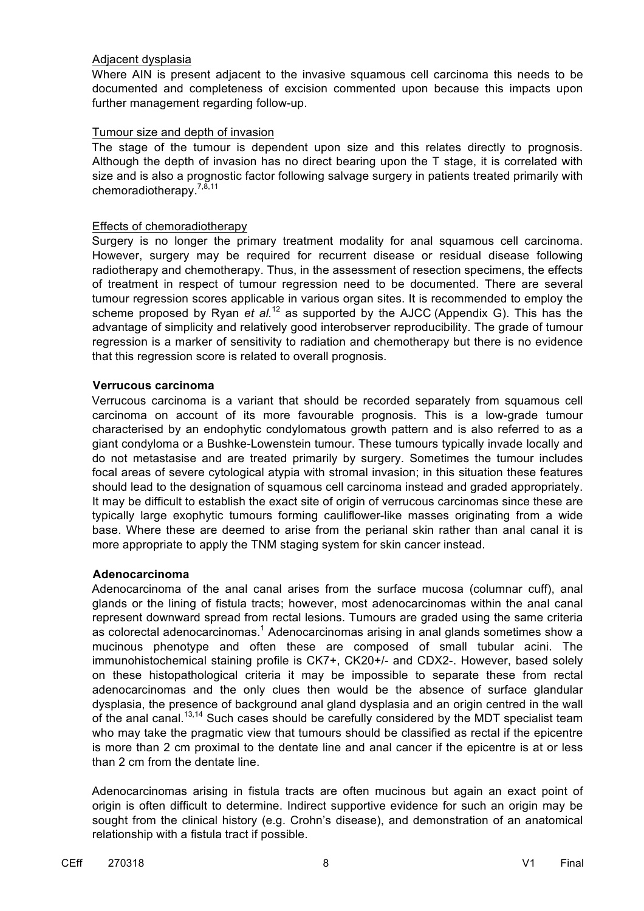Adjacent dysplasia

Where AIN is present adjacent to the invasive squamous cell carcinoma this needs to be documented and completeness of excision commented upon because this impacts upon further management regarding follow-up.

Tumour size and depth of invasion

The stage of the tumour is dependent upon size and this relates directly to prognosis. Although the depth of invasion has no direct bearing upon the T stage, it is correlated with size and is also a prognostic factor following salvage surgery in patients treated primarily with chemoradiotherapy.[7,8,11]

Effects of chemoradiotherapy

Surgery is no longer the primary treatment modality for anal squamous cell carcinoma. However, surgery may be required for recurrent disease or residual disease following radiotherapy and chemotherapy. Thus, in the assessment of resection specimens, the effects of treatment in respect of tumour regression need to be documented. There are several tumour regression scores applicable in various organ sites. It is recommended to employ the scheme proposed by Ryan *et al.*[12] as supported by the AJCC (Appendix G). This has the advantage of simplicity and relatively good interobserver reproducibility. The grade of tumour regression is a marker of sensitivity to radiation and chemotherapy but there is no evidence that this regression score is related to overall prognosis.

**Verrucous carcinoma**

Verrucous carcinoma is a variant that should be recorded separately from squamous cell carcinoma on account of its more favourable prognosis. This is a low-grade tumour characterised by an endophytic condylomatous growth pattern and is also referred to as a giant condyloma or a Bushke-Lowenstein tumour. These tumours typically invade locally and do not metastasise and are treated primarily by surgery. Sometimes the tumour includes focal areas of severe cytological atypia with stromal invasion; in this situation these features should lead to the designation of squamous cell carcinoma instead and graded appropriately. It may be difficult to establish the exact site of origin of verrucous carcinomas since these are typically large exophytic tumours forming cauliflower-like masses originating from a wide base. Where these are deemed to arise from the perianal skin rather than anal canal it is more appropriate to apply the TNM staging system for skin cancer instead.

**Adenocarcinoma**

Adenocarcinoma of the anal canal arises from the surface mucosa (columnar cuff), anal glands or the lining of fistula tracts; however, most adenocarcinomas within the anal canal represent downward spread from rectal lesions. Tumours are graded using the same criteria as colorectal adenocarcinomas.[1] Adenocarcinomas arising in anal glands sometimes show a mucinous phenotype and often these are composed of small tubular acini. The immunohistochemical staining profile is CK7+, CK20+/- and CDX2-. However, based solely on these histopathological criteria it may be impossible to separate these from rectal adenocarcinomas and the only clues then would be the absence of surface glandular dysplasia, the presence of background anal gland dysplasia and an origin centred in the wall of the anal canal.[13,14] Such cases should be carefully considered by the MDT specialist team who may take the pragmatic view that tumours should be classified as rectal if the epicentre is more than 2 cm proximal to the dentate line and anal cancer if the epicentre is at or less than 2 cm from the dentate line.

Adenocarcinomas arising in fistula tracts are often mucinous but again an exact point of origin is often difficult to determine. Indirect supportive evidence for such an origin may be sought from the clinical history (e.g. Crohn's disease), and demonstration of an anatomical relationship with a fistula tract if possible.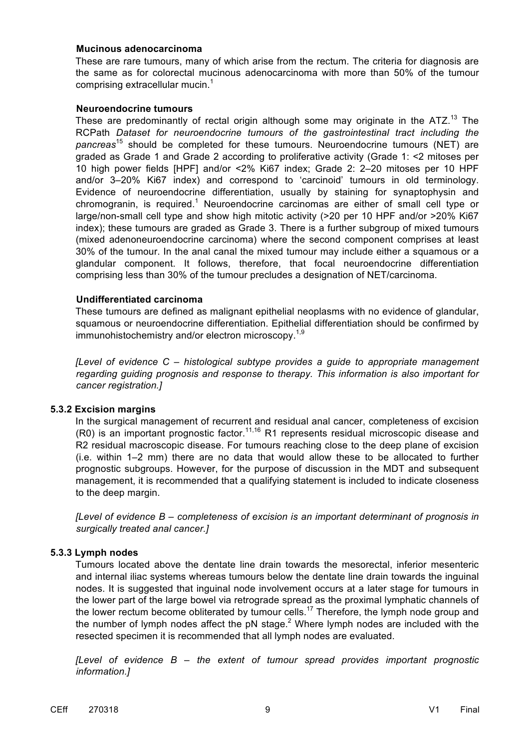**Mucinous adenocarcinoma**

These are rare tumours, many of which arise from the rectum. The criteria for diagnosis are the same as for colorectal mucinous adenocarcinoma with more than 50% of the tumour comprising extracellular mucin.[1]

**Neuroendocrine tumours**

These are predominantly of rectal origin although some may originate in the ATZ.[13] The RCPath *Dataset for neuroendocrine tumours of the gastrointestinal tract including the pancreas*[15] should be completed for these tumours. Neuroendocrine tumours (NET) are graded as Grade 1 and Grade 2 according to proliferative activity (Grade 1: <2 mitoses per 10 high power fields [HPF] and/or <2% Ki67 index; Grade 2: 2–20 mitoses per 10 HPF and/or 3–20% Ki67 index) and correspond to 'carcinoid' tumours in old terminology. Evidence of neuroendocrine differentiation, usually by staining for synaptophysin and chromogranin, is required.[1] Neuroendocrine carcinomas are either of small cell type or large/non-small cell type and show high mitotic activity (>20 per 10 HPF and/or >20% Ki67 index); these tumours are graded as Grade 3. There is a further subgroup of mixed tumours (mixed adenoneuroendocrine carcinoma) where the second component comprises at least 30% of the tumour. In the anal canal the mixed tumour may include either a squamous or a glandular component. It follows, therefore, that focal neuroendocrine differentiation comprising less than 30% of the tumour precludes a designation of NET/carcinoma.

**Undifferentiated carcinoma**

These tumours are defined as malignant epithelial neoplasms with no evidence of glandular, squamous or neuroendocrine differentiation. Epithelial differentiation should be confirmed by immunohistochemistry and/or electron microscopy.[1,9]

*[Level of evidence C – histological subtype provides a guide to appropriate management regarding guiding prognosis and response to therapy. This information is also important for cancer registration.]*

### 5.3.2 Excision margins

In the surgical management of recurrent and residual anal cancer, completeness of excision (R0) is an important prognostic factor.[11,16] R1 represents residual microscopic disease and R2 residual macroscopic disease. For tumours reaching close to the deep plane of excision (i.e. within 1–2 mm) there are no data that would allow these to be allocated to further prognostic subgroups. However, for the purpose of discussion in the MDT and subsequent management, it is recommended that a qualifying statement is included to indicate closeness to the deep margin.

*[Level of evidence B – completeness of excision is an important determinant of prognosis in surgically treated anal cancer.]*

### 5.3.3 Lymph nodes

Tumours located above the dentate line drain towards the mesorectal, inferior mesenteric and internal iliac systems whereas tumours below the dentate line drain towards the inguinal nodes. It is suggested that inguinal node involvement occurs at a later stage for tumours in the lower part of the large bowel via retrograde spread as the proximal lymphatic channels of the lower rectum become obliterated by tumour cells.[17] Therefore, the lymph node group and the number of lymph nodes affect the pN stage.[2] Where lymph nodes are included with the resected specimen it is recommended that all lymph nodes are evaluated.

*[Level of evidence B – the extent of tumour spread provides important prognostic information.]*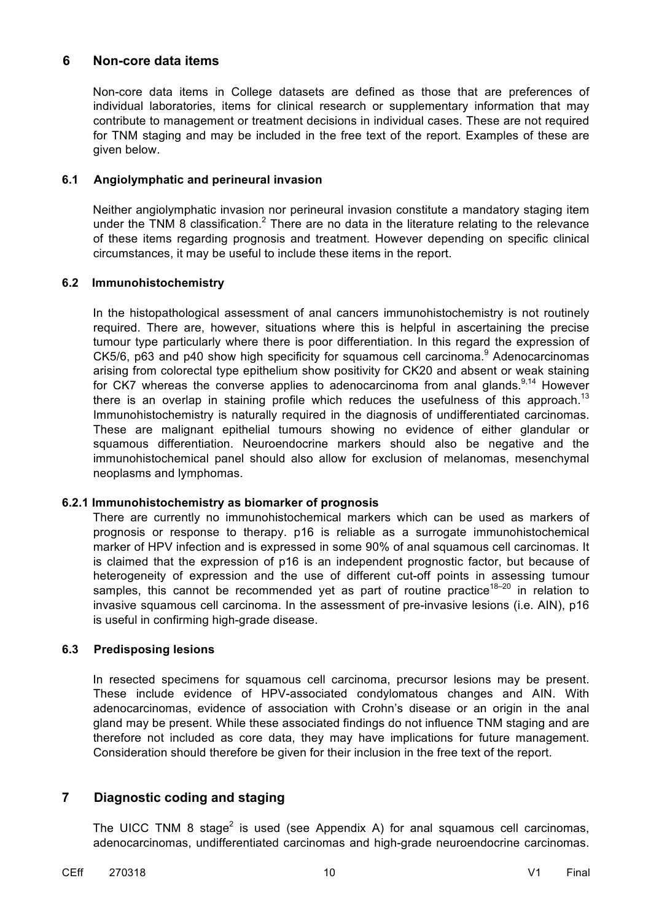## 6 Non-core data items

Non-core data items in College datasets are defined as those that are preferences of individual laboratories, items for clinical research or supplementary information that may contribute to management or treatment decisions in individual cases. These are not required for TNM staging and may be included in the free text of the report. Examples of these are given below.

### 6.1 Angiolymphatic and perineural invasion

Neither angiolymphatic invasion nor perineural invasion constitute a mandatory staging item under the TNM 8 classification.[2] There are no data in the literature relating to the relevance of these items regarding prognosis and treatment. However depending on specific clinical circumstances, it may be useful to include these items in the report.

### 6.2 Immunohistochemistry

In the histopathological assessment of anal cancers immunohistochemistry is not routinely required. There are, however, situations where this is helpful in ascertaining the precise tumour type particularly where there is poor differentiation. In this regard the expression of CK5/6, p63 and p40 show high specificity for squamous cell carcinoma.[9] Adenocarcinomas arising from colorectal type epithelium show positivity for CK20 and absent or weak staining for CK7 whereas the converse applies to adenocarcinoma from anal glands.[9,14] However there is an overlap in staining profile which reduces the usefulness of this approach.[13] Immunohistochemistry is naturally required in the diagnosis of undifferentiated carcinomas. These are malignant epithelial tumours showing no evidence of either glandular or squamous differentiation. Neuroendocrine markers should also be negative and the immunohistochemical panel should also allow for exclusion of melanomas, mesenchymal neoplasms and lymphomas.

#### 6.2.1 Immunohistochemistry as biomarker of prognosis

There are currently no immunohistochemical markers which can be used as markers of prognosis or response to therapy. p16 is reliable as a surrogate immunohistochemical marker of HPV infection and is expressed in some 90% of anal squamous cell carcinomas. It is claimed that the expression of p16 is an independent prognostic factor, but because of heterogeneity of expression and the use of different cut-off points in assessing tumour samples, this cannot be recommended yet as part of routine practice[18–20] in relation to invasive squamous cell carcinoma. In the assessment of pre-invasive lesions (i.e. AIN), p16 is useful in confirming high-grade disease.

### 6.3 Predisposing lesions

In resected specimens for squamous cell carcinoma, precursor lesions may be present. These include evidence of HPV-associated condylomatous changes and AIN. With adenocarcinomas, evidence of association with Crohn's disease or an origin in the anal gland may be present. While these associated findings do not influence TNM staging and are therefore not included as core data, they may have implications for future management. Consideration should therefore be given for their inclusion in the free text of the report.

## 7 Diagnostic coding and staging

The UICC TNM 8 stage[2] is used (see Appendix A) for anal squamous cell carcinomas, adenocarcinomas, undifferentiated carcinomas and high-grade neuroendocrine carcinomas.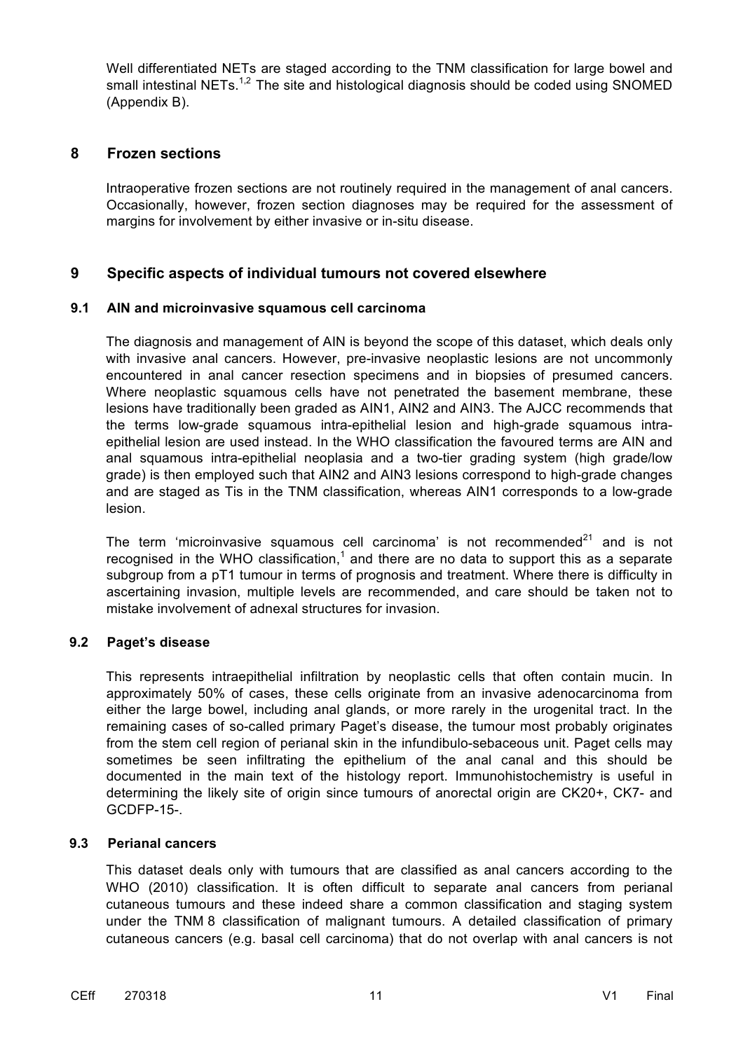Well differentiated NETs are staged according to the TNM classification for large bowel and small intestinal NETs.[1,2] The site and histological diagnosis should be coded using SNOMED (Appendix B).

## 8 Frozen sections

Intraoperative frozen sections are not routinely required in the management of anal cancers. Occasionally, however, frozen section diagnoses may be required for the assessment of margins for involvement by either invasive or in-situ disease.

## 9 Specific aspects of individual tumours not covered elsewhere

### 9.1 AIN and microinvasive squamous cell carcinoma

The diagnosis and management of AIN is beyond the scope of this dataset, which deals only with invasive anal cancers. However, pre-invasive neoplastic lesions are not uncommonly encountered in anal cancer resection specimens and in biopsies of presumed cancers. Where neoplastic squamous cells have not penetrated the basement membrane, these lesions have traditionally been graded as AIN1, AIN2 and AIN3. The AJCC recommends that the terms low-grade squamous intra-epithelial lesion and high-grade squamous intra-epithelial lesion are used instead. In the WHO classification the favoured terms are AIN and anal squamous intra-epithelial neoplasia and a two-tier grading system (high grade/low grade) is then employed such that AIN2 and AIN3 lesions correspond to high-grade changes and are staged as Tis in the TNM classification, whereas AIN1 corresponds to a low-grade lesion.

The term 'microinvasive squamous cell carcinoma' is not recommended[21] and is not recognised in the WHO classification,[1] and there are no data to support this as a separate subgroup from a pT1 tumour in terms of prognosis and treatment. Where there is difficulty in ascertaining invasion, multiple levels are recommended, and care should be taken not to mistake involvement of adnexal structures for invasion.

### 9.2 Paget's disease

This represents intraepithelial infiltration by neoplastic cells that often contain mucin. In approximately 50% of cases, these cells originate from an invasive adenocarcinoma from either the large bowel, including anal glands, or more rarely in the urogenital tract. In the remaining cases of so-called primary Paget's disease, the tumour most probably originates from the stem cell region of perianal skin in the infundibulo-sebaceous unit. Paget cells may sometimes be seen infiltrating the epithelium of the anal canal and this should be documented in the main text of the histology report. Immunohistochemistry is useful in determining the likely site of origin since tumours of anorectal origin are CK20+, CK7- and GCDFP-15-.

### 9.3 Perianal cancers

This dataset deals only with tumours that are classified as anal cancers according to the WHO (2010) classification. It is often difficult to separate anal cancers from perianal cutaneous tumours and these indeed share a common classification and staging system under the TNM 8 classification of malignant tumours. A detailed classification of primary cutaneous cancers (e.g. basal cell carcinoma) that do not overlap with anal cancers is not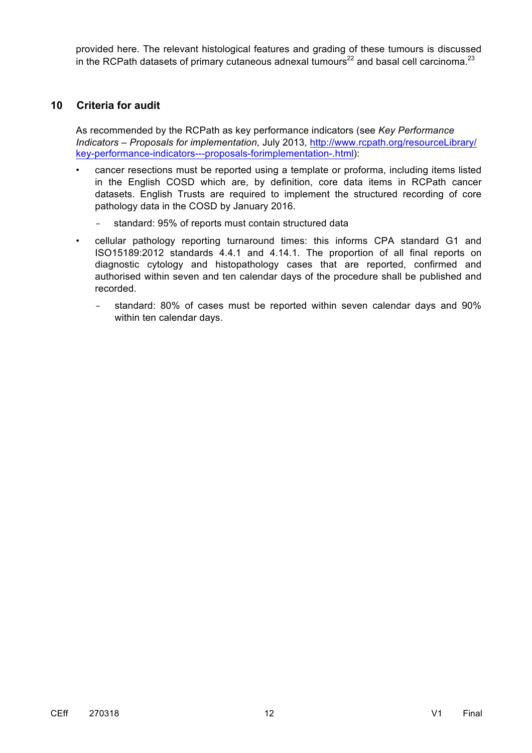provided here. The relevant histological features and grading of these tumours is discussed in the RCPath datasets of primary cutaneous adnexal tumours[22] and basal cell carcinoma.[23]

## 10 Criteria for audit

As recommended by the RCPath as key performance indicators (see *Key Performance Indicators – Proposals for implementation,* July 2013*,* [http://www.rcpath.org/resourceLibrary/key-performance-indicators---proposals-forimplementation-.html](http://www.rcpath.org/resourceLibrary/key-performance-indicators---proposals-forimplementation-.html)):

- cancer resections must be reported using a template or proforma, including items listed in the English COSD which are, by definition, core data items in RCPath cancer datasets. English Trusts are required to implement the structured recording of core pathology data in the COSD by January 2016.
  - standard: 95% of reports must contain structured data
- cellular pathology reporting turnaround times: this informs CPA standard G1 and ISO15189:2012 standards 4.4.1 and 4.14.1. The proportion of all final reports on diagnostic cytology and histopathology cases that are reported, confirmed and authorised within seven and ten calendar days of the procedure shall be published and recorded.
  - standard: 80% of cases must be reported within seven calendar days and 90% within ten calendar days.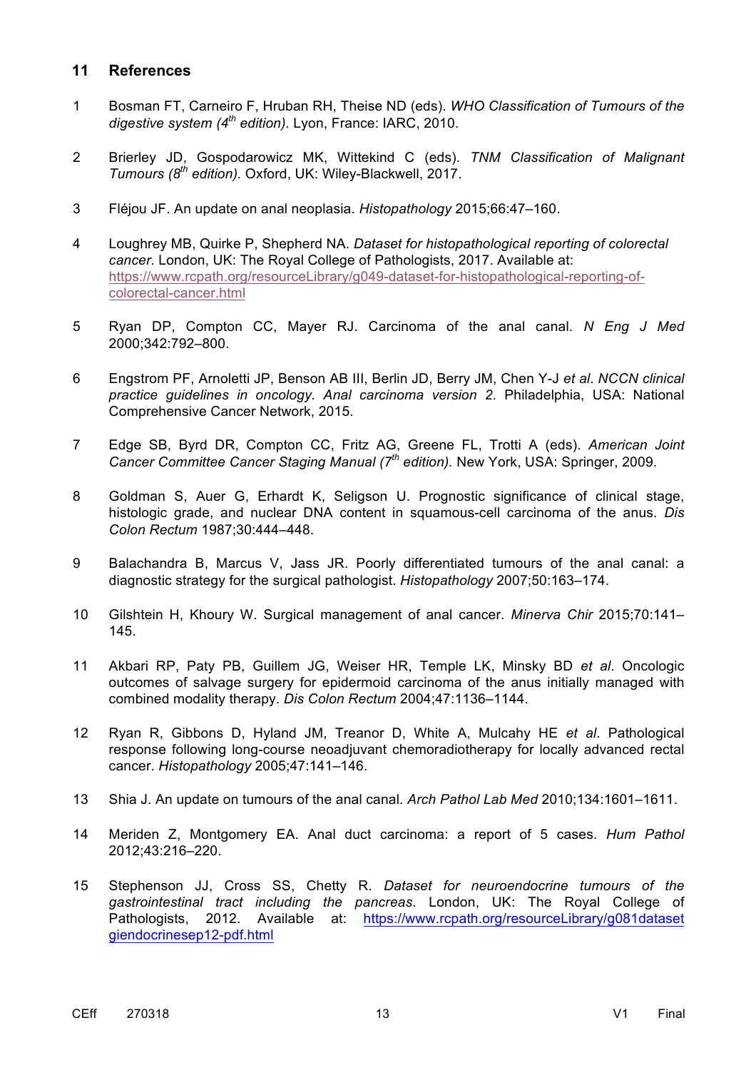## 11 References

1. Bosman FT, Carneiro F, Hruban RH, Theise ND (eds). *WHO Classification of Tumours of the digestive system (4th edition).* Lyon, France: IARC, 2010.

2. Brierley JD, Gospodarowicz MK, Wittekind C (eds). *TNM Classification of Malignant Tumours (8th edition).* Oxford, UK: Wiley-Blackwell, 2017.

3. Fléjou JF. An update on anal neoplasia. *Histopathology* 2015;66:47–160.

4. Loughrey MB, Quirke P, Shepherd NA. *Dataset for histopathological reporting of colorectal cancer*. London, UK: The Royal College of Pathologists, 2017. Available at: https://www.rcpath.org/resourceLibrary/g049-dataset-for-histopathological-reporting-of-colorectal-cancer.html

5. Ryan DP, Compton CC, Mayer RJ. Carcinoma of the anal canal. *N Eng J Med* 2000;342:792–800.

6. Engstrom PF, Arnoletti JP, Benson AB III, Berlin JD, Berry JM, Chen Y-J *et al*. *NCCN clinical practice guidelines in oncology. Anal carcinoma version 2*. Philadelphia, USA: National Comprehensive Cancer Network, 2015.

7. Edge SB, Byrd DR, Compton CC, Fritz AG, Greene FL, Trotti A (eds). *American Joint Cancer Committee Cancer Staging Manual (7th edition).* New York, USA: Springer, 2009.

8. Goldman S, Auer G, Erhardt K, Seligson U. Prognostic significance of clinical stage, histologic grade, and nuclear DNA content in squamous-cell carcinoma of the anus. *Dis Colon Rectum* 1987;30:444–448.

9. Balachandra B, Marcus V, Jass JR. Poorly differentiated tumours of the anal canal: a diagnostic strategy for the surgical pathologist. *Histopathology* 2007;50:163–174.

10. Gilshtein H, Khoury W. Surgical management of anal cancer. *Minerva Chir* 2015;70:141–145.

11. Akbari RP, Paty PB, Guillem JG, Weiser HR, Temple LK, Minsky BD *et al*. Oncologic outcomes of salvage surgery for epidermoid carcinoma of the anus initially managed with combined modality therapy. *Dis Colon Rectum* 2004;47:1136–1144.

12. Ryan R, Gibbons D, Hyland JM, Treanor D, White A, Mulcahy HE *et al*. Pathological response following long-course neoadjuvant chemoradiotherapy for locally advanced rectal cancer. *Histopathology* 2005;47:141–146.

13. Shia J. An update on tumours of the anal canal. *Arch Pathol Lab Med* 2010;134:1601–1611.

14. Meriden Z, Montgomery EA. Anal duct carcinoma: a report of 5 cases. *Hum Pathol* 2012;43:216–220.

15. Stephenson JJ, Cross SS, Chetty R. *Dataset for neuroendocrine tumours of the gastrointestinal tract including the pancreas*. London, UK: The Royal College of Pathologists, 2012. Available at: https://www.rcpath.org/resourceLibrary/g081datasetgiendocrinesep12-pdf.html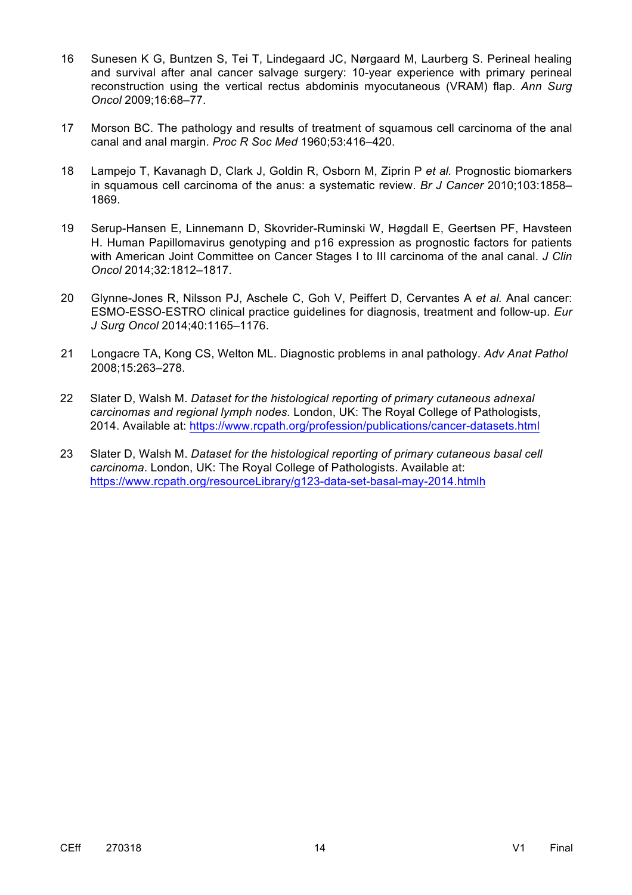16 Sunesen K G, Buntzen S, Tei T, Lindegaard JC, Nørgaard M, Laurberg S. Perineal healing and survival after anal cancer salvage surgery: 10-year experience with primary perineal reconstruction using the vertical rectus abdominis myocutaneous (VRAM) flap. *Ann Surg Oncol* 2009;16:68–77.

17 Morson BC. The pathology and results of treatment of squamous cell carcinoma of the anal canal and anal margin. *Proc R Soc Med* 1960;53:416–420.

18 Lampejo T, Kavanagh D, Clark J, Goldin R, Osborn M, Ziprin P *et al.* Prognostic biomarkers in squamous cell carcinoma of the anus: a systematic review. *Br J Cancer* 2010;103:1858–1869.

19 Serup-Hansen E, Linnemann D, Skovrider-Ruminski W, Høgdall E, Geertsen PF, Havsteen H. Human Papillomavirus genotyping and p16 expression as prognostic factors for patients with American Joint Committee on Cancer Stages I to III carcinoma of the anal canal. *J Clin Oncol* 2014;32:1812–1817.

20 Glynne-Jones R, Nilsson PJ, Aschele C, Goh V, Peiffert D, Cervantes A *et al.* Anal cancer: ESMO-ESSO-ESTRO clinical practice guidelines for diagnosis, treatment and follow-up. *Eur J Surg Oncol* 2014;40:1165–1176.

21 Longacre TA, Kong CS, Welton ML. Diagnostic problems in anal pathology. *Adv Anat Pathol* 2008;15:263–278.

22 Slater D, Walsh M. *Dataset for the histological reporting of primary cutaneous adnexal carcinomas and regional lymph nodes.* London, UK: The Royal College of Pathologists, 2014. Available at: https://www.rcpath.org/profession/publications/cancer-datasets.html

23 Slater D, Walsh M. *Dataset for the histological reporting of primary cutaneous basal cell carcinoma*. London, UK: The Royal College of Pathologists. Available at: https://www.rcpath.org/resourceLibrary/g123-data-set-basal-may-2014.htmlh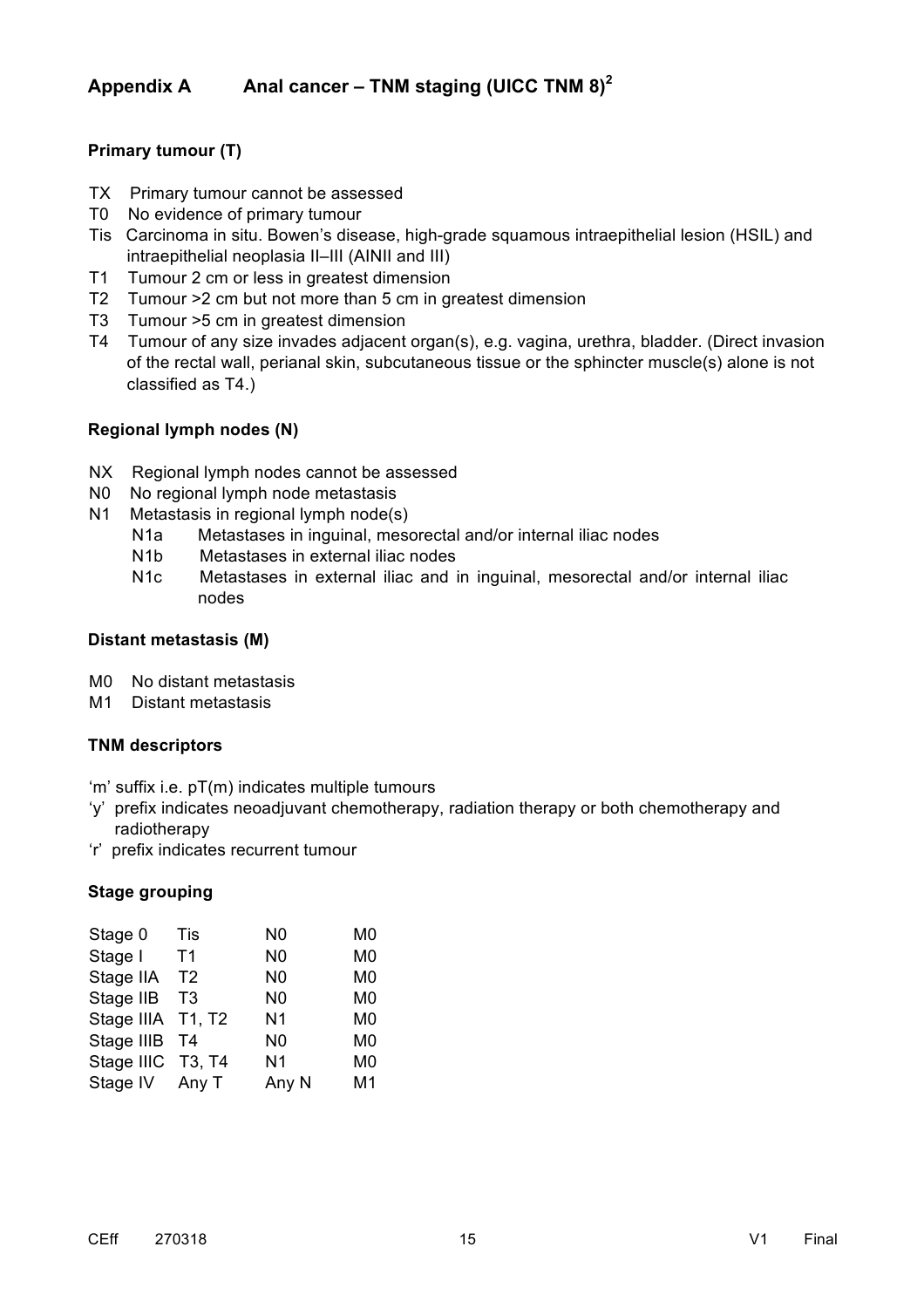## Appendix A Anal cancer – TNM staging (UICC TNM 8)[2]

### Primary tumour (T)

- TX Primary tumour cannot be assessed
- T0 No evidence of primary tumour
- Tis Carcinoma in situ. Bowen's disease, high-grade squamous intraepithelial lesion (HSIL) and intraepithelial neoplasia II–III (AINII and III)
- T1 Tumour 2 cm or less in greatest dimension
- T2 Tumour >2 cm but not more than 5 cm in greatest dimension
- T3 Tumour >5 cm in greatest dimension
- T4 Tumour of any size invades adjacent organ(s), e.g. vagina, urethra, bladder. (Direct invasion of the rectal wall, perianal skin, subcutaneous tissue or the sphincter muscle(s) alone is not classified as T4.)

### Regional lymph nodes (N)

- NX Regional lymph nodes cannot be assessed
- N0 No regional lymph node metastasis
- N1 Metastasis in regional lymph node(s)
  - N1a Metastases in inguinal, mesorectal and/or internal iliac nodes
  - N1b Metastases in external iliac nodes
  - N1c Metastases in external iliac and in inguinal, mesorectal and/or internal iliac nodes

### Distant metastasis (M)

- M0 No distant metastasis
- M1 Distant metastasis

### TNM descriptors

'm' suffix i.e. pT(m) indicates multiple tumours
'y' prefix indicates neoadjuvant chemotherapy, radiation therapy or both chemotherapy and radiotherapy
'r' prefix indicates recurrent tumour

### Stage grouping

| Stage | T | N | M |
|---|---|---|---|
| Stage 0 | Tis | N0 | M0 |
| Stage I | T1 | N0 | M0 |
| Stage IIA | T2 | N0 | M0 |
| Stage IIB | T3 | N0 | M0 |
| Stage IIIA | T1, T2 | N1 | M0 |
| Stage IIIB | T4 | N0 | M0 |
| Stage IIIC | T3, T4 | N1 | M0 |
| Stage IV | Any T | Any N | M1 |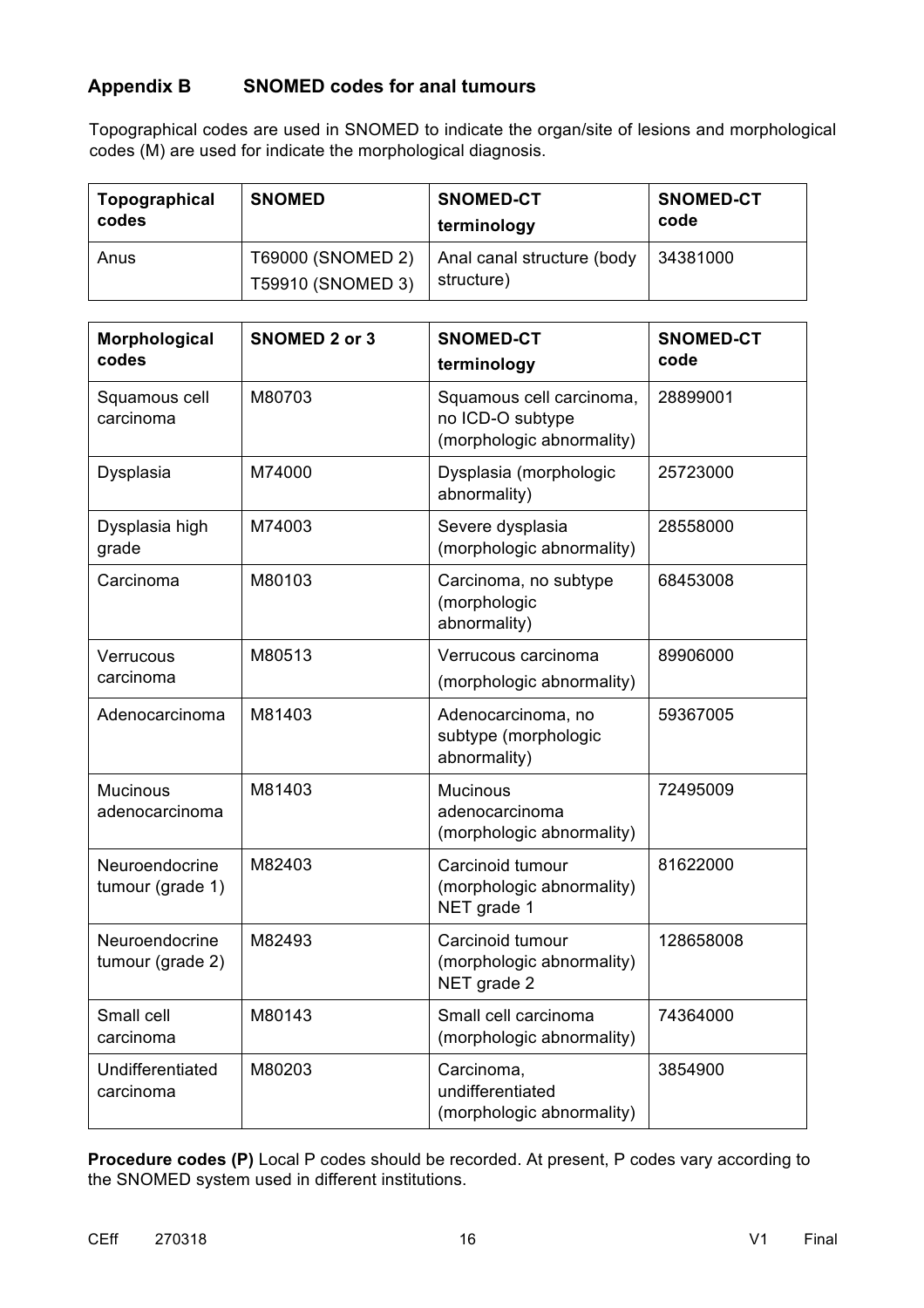## Appendix B SNOMED codes for anal tumours

Topographical codes are used in SNOMED to indicate the organ/site of lesions and morphological codes (M) are used for indicate the morphological diagnosis.

| Topographical codes | SNOMED | SNOMED-CT terminology | SNOMED-CT code |
|---|---|---|---|
| Anus | T69000 (SNOMED 2) T59910 (SNOMED 3) | Anal canal structure (body structure) | 34381000 |

| Morphological codes | SNOMED 2 or 3 | SNOMED-CT terminology | SNOMED-CT code |
|---|---|---|---|
| Squamous cell carcinoma | M80703 | Squamous cell carcinoma, no ICD-O subtype (morphologic abnormality) | 28899001 |
| Dysplasia | M74000 | Dysplasia (morphologic abnormality) | 25723000 |
| Dysplasia high grade | M74003 | Severe dysplasia (morphologic abnormality) | 28558000 |
| Carcinoma | M80103 | Carcinoma, no subtype (morphologic abnormality) | 68453008 |
| Verrucous carcinoma | M80513 | Verrucous carcinoma (morphologic abnormality) | 89906000 |
| Adenocarcinoma | M81403 | Adenocarcinoma, no subtype (morphologic abnormality) | 59367005 |
| Mucinous adenocarcinoma | M81403 | Mucinous adenocarcinoma (morphologic abnormality) | 72495009 |
| Neuroendocrine tumour (grade 1) | M82403 | Carcinoid tumour (morphologic abnormality) NET grade 1 | 81622000 |
| Neuroendocrine tumour (grade 2) | M82493 | Carcinoid tumour (morphologic abnormality) NET grade 2 | 128658008 |
| Small cell carcinoma | M80143 | Small cell carcinoma (morphologic abnormality) | 74364000 |
| Undifferentiated carcinoma | M80203 | Carcinoma, undifferentiated (morphologic abnormality) | 3854900 |

**Procedure codes (P)** Local P codes should be recorded. At present, P codes vary according to the SNOMED system used in different institutions.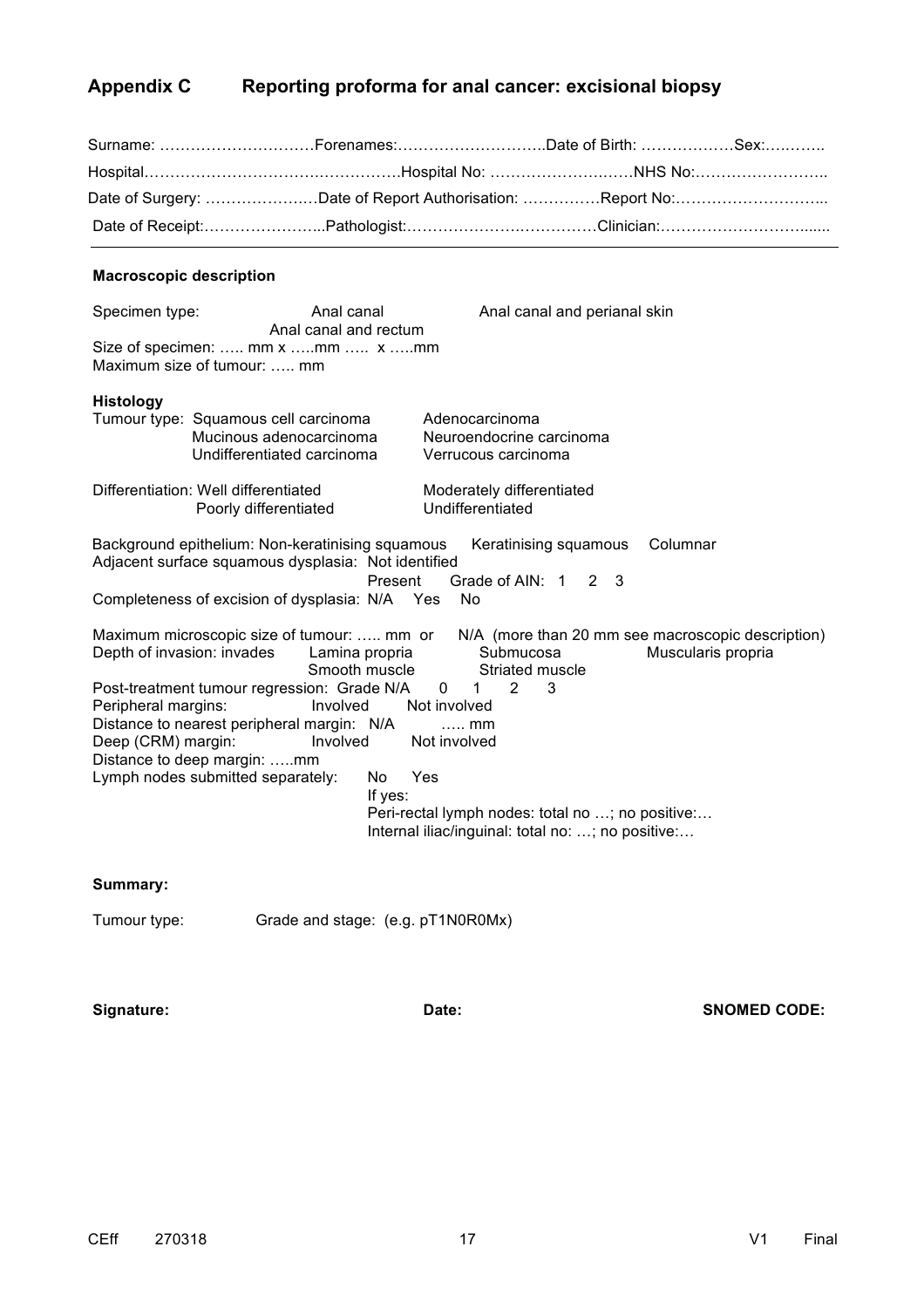## Appendix C Reporting proforma for anal cancer: excisional biopsy

Surname: …………………………Forenames:………………………..Date of Birth: ………………Sex:….……..

Hospital…………………………….…………..Hospital No: ………………….……NHS No:……………………..

Date of Surgery: ……………….…Date of Report Authorisation: ……………Report No:………………………...

Date of Receipt:…………………...Pathologist:……………………………….Clinician:…………………………......

---

**Macroscopic description**

Specimen type: Anal canal Anal canal and perianal skin
Anal canal and rectum

Size of specimen: ….. mm x …..mm ….. x …..mm

Maximum size of tumour: ….. mm

**Histology**

Tumour type: Squamous cell carcinoma Adenocarcinoma
Mucinous adenocarcinoma Neuroendocrine carcinoma
Undifferentiated carcinoma Verrucous carcinoma

Differentiation: Well differentiated Moderately differentiated
Poorly differentiated Undifferentiated

Background epithelium: Non-keratinising squamous Keratinising squamous Columnar

Adjacent surface squamous dysplasia: Not identified
Present Grade of AIN: 1 2 3

Completeness of excision of dysplasia: N/A Yes No

Maximum microscopic size of tumour: ….. mm or N/A (more than 20 mm see macroscopic description)

Depth of invasion: invades Lamina propria Submucosa Muscularis propria
Smooth muscle Striated muscle

Post-treatment tumour regression: Grade N/A 0 1 2 3

Peripheral margins: Involved Not involved

Distance to nearest peripheral margin: N/A ….. mm

Deep (CRM) margin: Involved Not involved

Distance to deep margin: …..mm

Lymph nodes submitted separately: No Yes
If yes:
Peri-rectal lymph nodes: total no …; no positive:…
Internal iliac/inguinal: total no: …; no positive:…

**Summary:**

Tumour type: Grade and stage: (e.g. pT1N0R0Mx)

**Signature:** **Date:** **SNOMED CODE:**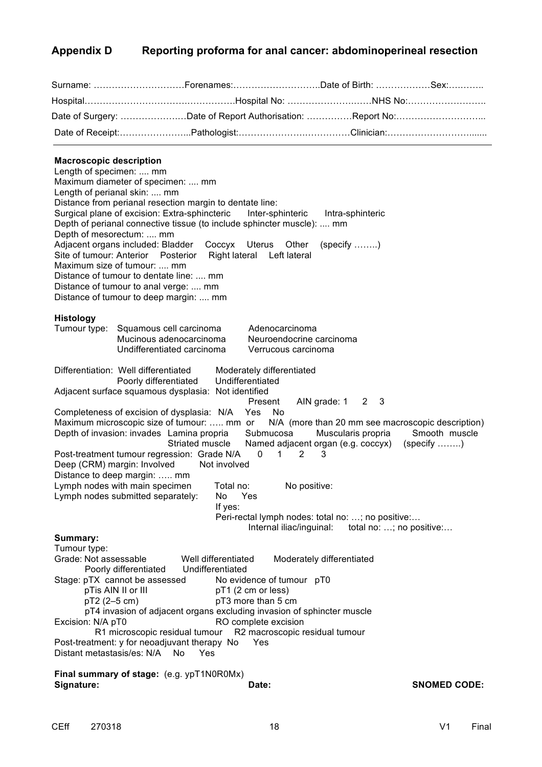## Appendix D Reporting proforma for anal cancer: abdominoperineal resection

Surname: …………………………Forenames:………………………..Date of Birth: ………………Sex:….……..

Hospital………………………….…………….Hospital No: …………………….……NHS No:……………………..

Date of Surgery: ………………….Date of Report Authorisation: ……………Report No:………………………...

Date of Receipt:…………………...Pathologist:……………………….………Clinician:………………………......

---

**Macroscopic description**

Length of specimen: .... mm
Maximum diameter of specimen: .... mm
Length of perianal skin: .... mm
Distance from perianal resection margin to dentate line:
Surgical plane of excision: Extra-sphincteric Inter-sphinteric Intra-sphinteric
Depth of perianal connective tissue (to include sphincter muscle): .... mm
Depth of mesorectum: .... mm
Adjacent organs included: Bladder Coccyx Uterus Other (specify ……..)
Site of tumour: Anterior Posterior Right lateral Left lateral
Maximum size of tumour: .... mm
Distance of tumour to dentate line: .... mm
Distance of tumour to anal verge: .... mm
Distance of tumour to deep margin: .... mm

**Histology**

Tumour type: Squamous cell carcinoma Adenocarcinoma
Mucinous adenocarcinoma Neuroendocrine carcinoma
Undifferentiated carcinoma Verrucous carcinoma

Differentiation: Well differentiated Moderately differentiated
Poorly differentiated Undifferentiated
Adjacent surface squamous dysplasia: Not identified
Present AIN grade: 1 2 3
Completeness of excision of dysplasia: N/A Yes No
Maximum microscopic size of tumour: ….. mm or N/A (more than 20 mm see macroscopic description)
Depth of invasion: invades Lamina propria Submucosa Muscularis propria Smooth muscle
Striated muscle Named adjacent organ (e.g. coccyx) (specify ……..)
Post-treatment tumour regression: Grade N/A 0 1 2 3
Deep (CRM) margin: Involved Not involved
Distance to deep margin: ….. mm
Lymph nodes with main specimen Total no: No positive:
Lymph nodes submitted separately: No Yes
If yes:
Peri-rectal lymph nodes: total no: …; no positive:…
Internal iliac/inguinal: total no: …; no positive:…

**Summary:**

Tumour type:
Grade: Not assessable Well differentiated Moderately differentiated
Poorly differentiated Undifferentiated
Stage: pTX cannot be assessed No evidence of tumour pT0
pTis AIN II or III pT1 (2 cm or less)
pT2 (2–5 cm) pT3 more than 5 cm
pT4 invasion of adjacent organs excluding invasion of sphincter muscle
Excision: N/A pT0 RO complete excision
R1 microscopic residual tumour R2 macroscopic residual tumour
Post-treatment: y for neoadjuvant therapy No Yes
Distant metastasis/es: N/A No Yes

**Final summary of stage:** (e.g. ypT1N0R0Mx)

**Signature:** **Date:** **SNOMED CODE:**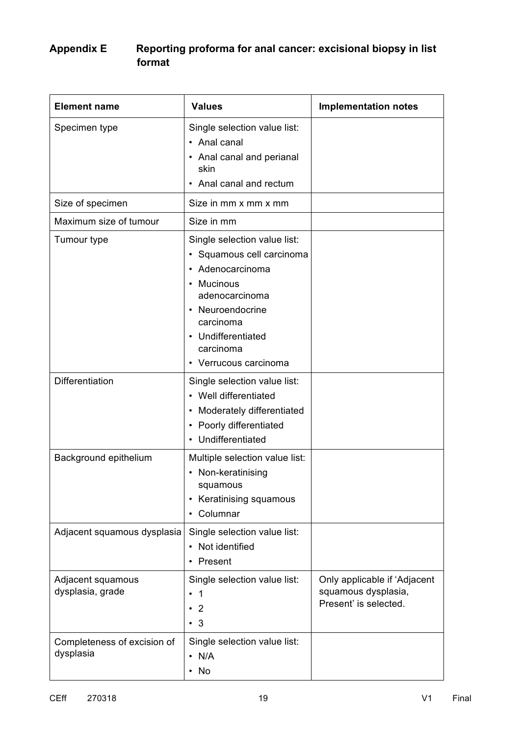## Appendix E Reporting proforma for anal cancer: excisional biopsy in list format

| Element name | Values | Implementation notes |
|---|---|---|
| Specimen type | Single selection value list:<br>• Anal canal<br>• Anal canal and perianal skin<br>• Anal canal and rectum | |
| Size of specimen | Size in mm x mm x mm | |
| Maximum size of tumour | Size in mm | |
| Tumour type | Single selection value list:<br>• Squamous cell carcinoma<br>• Adenocarcinoma<br>• Mucinous adenocarcinoma<br>• Neuroendocrine carcinoma<br>• Undifferentiated carcinoma<br>• Verrucous carcinoma | |
| Differentiation | Single selection value list:<br>• Well differentiated<br>• Moderately differentiated<br>• Poorly differentiated<br>• Undifferentiated | |
| Background epithelium | Multiple selection value list:<br>• Non-keratinising squamous<br>• Keratinising squamous<br>• Columnar | |
| Adjacent squamous dysplasia | Single selection value list:<br>• Not identified<br>• Present | |
| Adjacent squamous dysplasia, grade | Single selection value list:<br>• 1<br>• 2<br>• 3 | Only applicable if 'Adjacent squamous dysplasia, Present' is selected. |
| Completeness of excision of dysplasia | Single selection value list:<br>• N/A<br>• No | |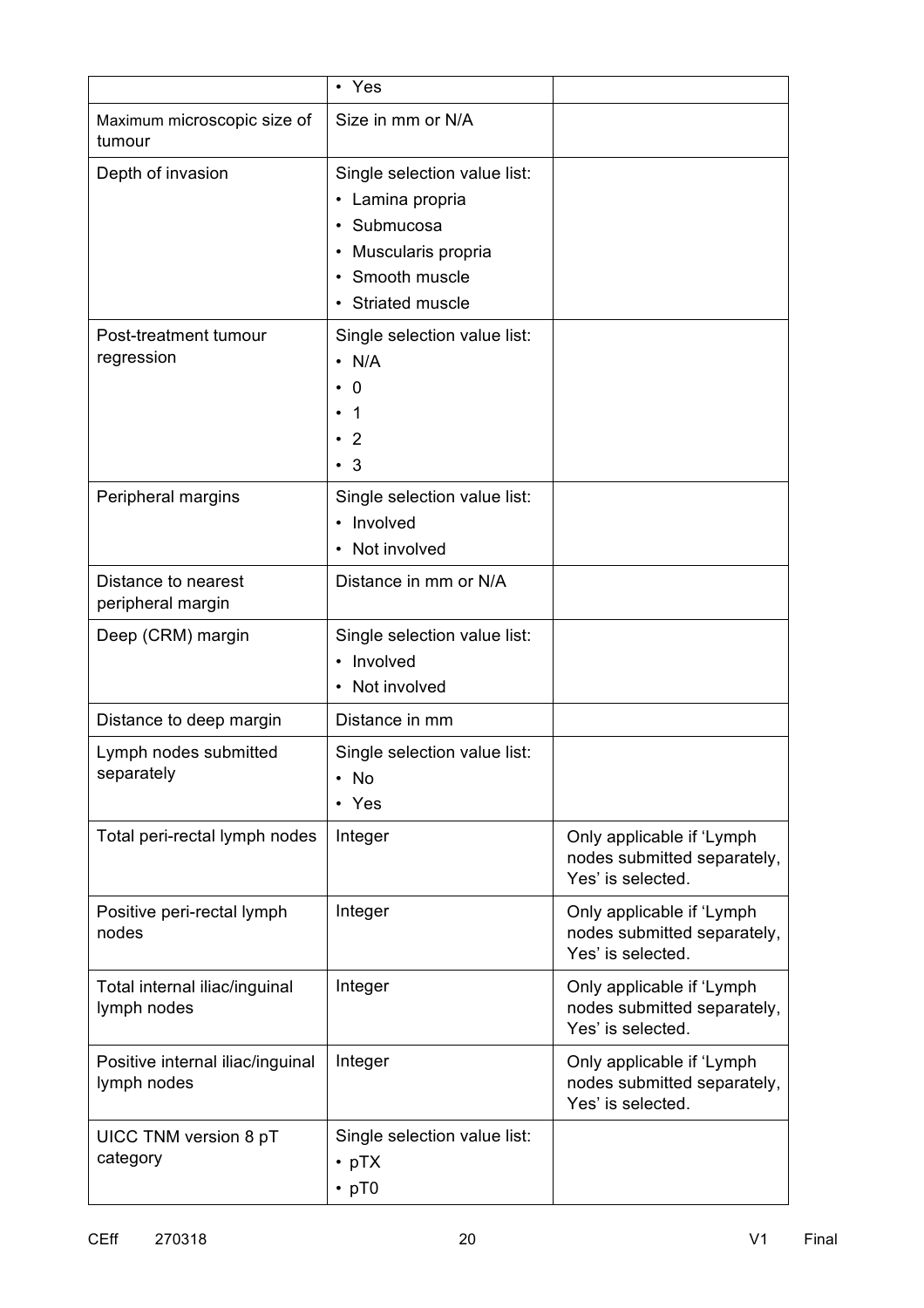| | | |
|---|---|---|
| | • Yes | |
| Maximum microscopic size of tumour | Size in mm or N/A | |
| Depth of invasion | Single selection value list:<br>• Lamina propria<br>• Submucosa<br>• Muscularis propria<br>• Smooth muscle<br>• Striated muscle | |
| Post-treatment tumour regression | Single selection value list:<br>• N/A<br>• 0<br>• 1<br>• 2<br>• 3 | |
| Peripheral margins | Single selection value list:<br>• Involved<br>• Not involved | |
| Distance to nearest peripheral margin | Distance in mm or N/A | |
| Deep (CRM) margin | Single selection value list:<br>• Involved<br>• Not involved | |
| Distance to deep margin | Distance in mm | |
| Lymph nodes submitted separately | Single selection value list:<br>• No<br>• Yes | |
| Total peri-rectal lymph nodes | Integer | Only applicable if 'Lymph nodes submitted separately, Yes' is selected. |
| Positive peri-rectal lymph nodes | Integer | Only applicable if 'Lymph nodes submitted separately, Yes' is selected. |
| Total internal iliac/inguinal lymph nodes | Integer | Only applicable if 'Lymph nodes submitted separately, Yes' is selected. |
| Positive internal iliac/inguinal lymph nodes | Integer | Only applicable if 'Lymph nodes submitted separately, Yes' is selected. |
| UICC TNM version 8 pT category | Single selection value list:<br>• pTX<br>• pT0 | |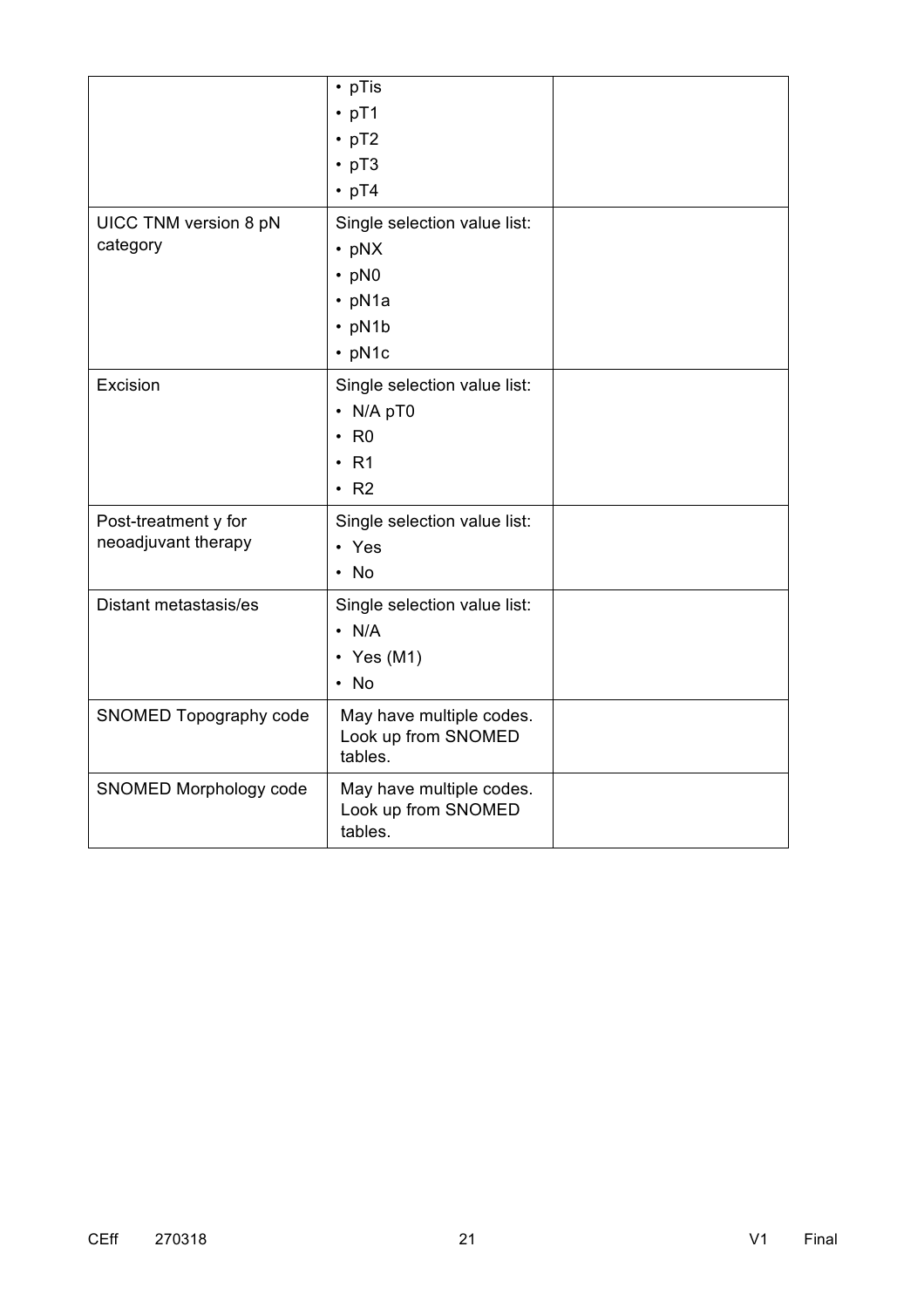| | | |
|---|---|---|
| | • pTis<br>• pT1<br>• pT2<br>• pT3<br>• pT4 | |
| UICC TNM version 8 pN category | Single selection value list:<br>• pNX<br>• pN0<br>• pN1a<br>• pN1b<br>• pN1c | |
| Excision | Single selection value list:<br>• N/A pT0<br>• R0<br>• R1<br>• R2 | |
| Post-treatment y for neoadjuvant therapy | Single selection value list:<br>• Yes<br>• No | |
| Distant metastasis/es | Single selection value list:<br>• N/A<br>• Yes (M1)<br>• No | |
| SNOMED Topography code | May have multiple codes. Look up from SNOMED tables. | |
| SNOMED Morphology code | May have multiple codes. Look up from SNOMED tables. | |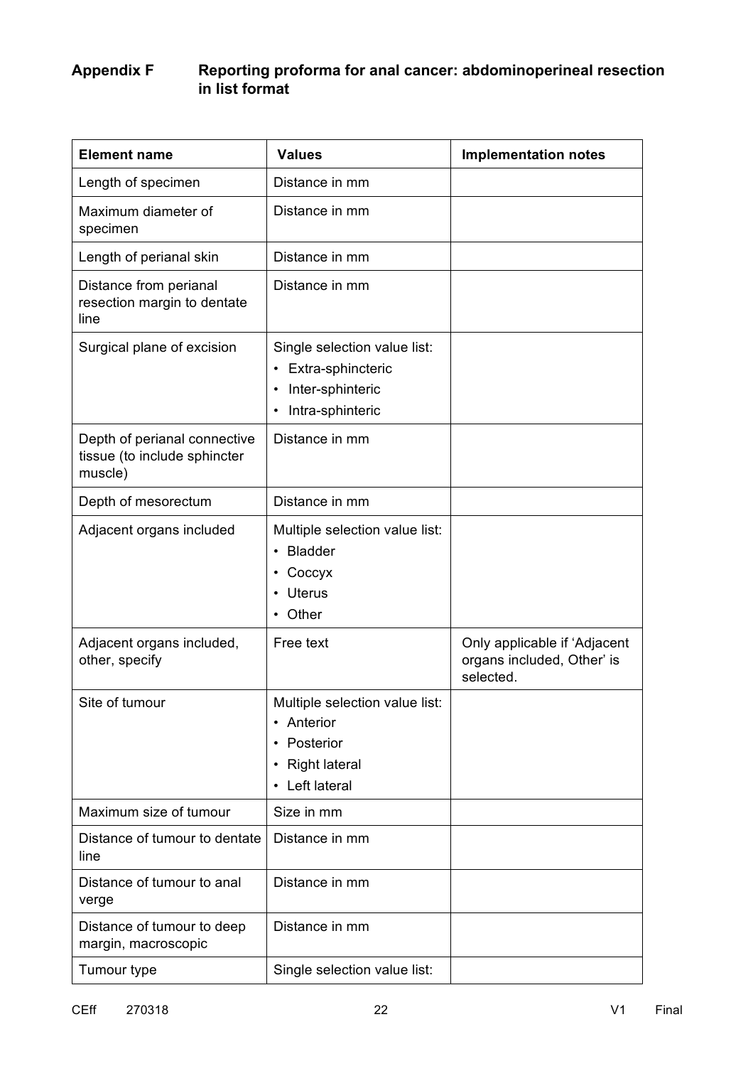## Appendix F Reporting proforma for anal cancer: abdominoperineal resection in list format

| Element name | Values | Implementation notes |
|---|---|---|
| Length of specimen | Distance in mm | |
| Maximum diameter of specimen | Distance in mm | |
| Length of perianal skin | Distance in mm | |
| Distance from perianal resection margin to dentate line | Distance in mm | |
| Surgical plane of excision | Single selection value list:<br>• Extra-sphincteric<br>• Inter-sphinteric<br>• Intra-sphinteric | |
| Depth of perianal connective tissue (to include sphincter muscle) | Distance in mm | |
| Depth of mesorectum | Distance in mm | |
| Adjacent organs included | Multiple selection value list:<br>• Bladder<br>• Coccyx<br>• Uterus<br>• Other | |
| Adjacent organs included, other, specify | Free text | Only applicable if 'Adjacent organs included, Other' is selected. |
| Site of tumour | Multiple selection value list:<br>• Anterior<br>• Posterior<br>• Right lateral<br>• Left lateral | |
| Maximum size of tumour | Size in mm | |
| Distance of tumour to dentate line | Distance in mm | |
| Distance of tumour to anal verge | Distance in mm | |
| Distance of tumour to deep margin, macroscopic | Distance in mm | |
| Tumour type | Single selection value list: | |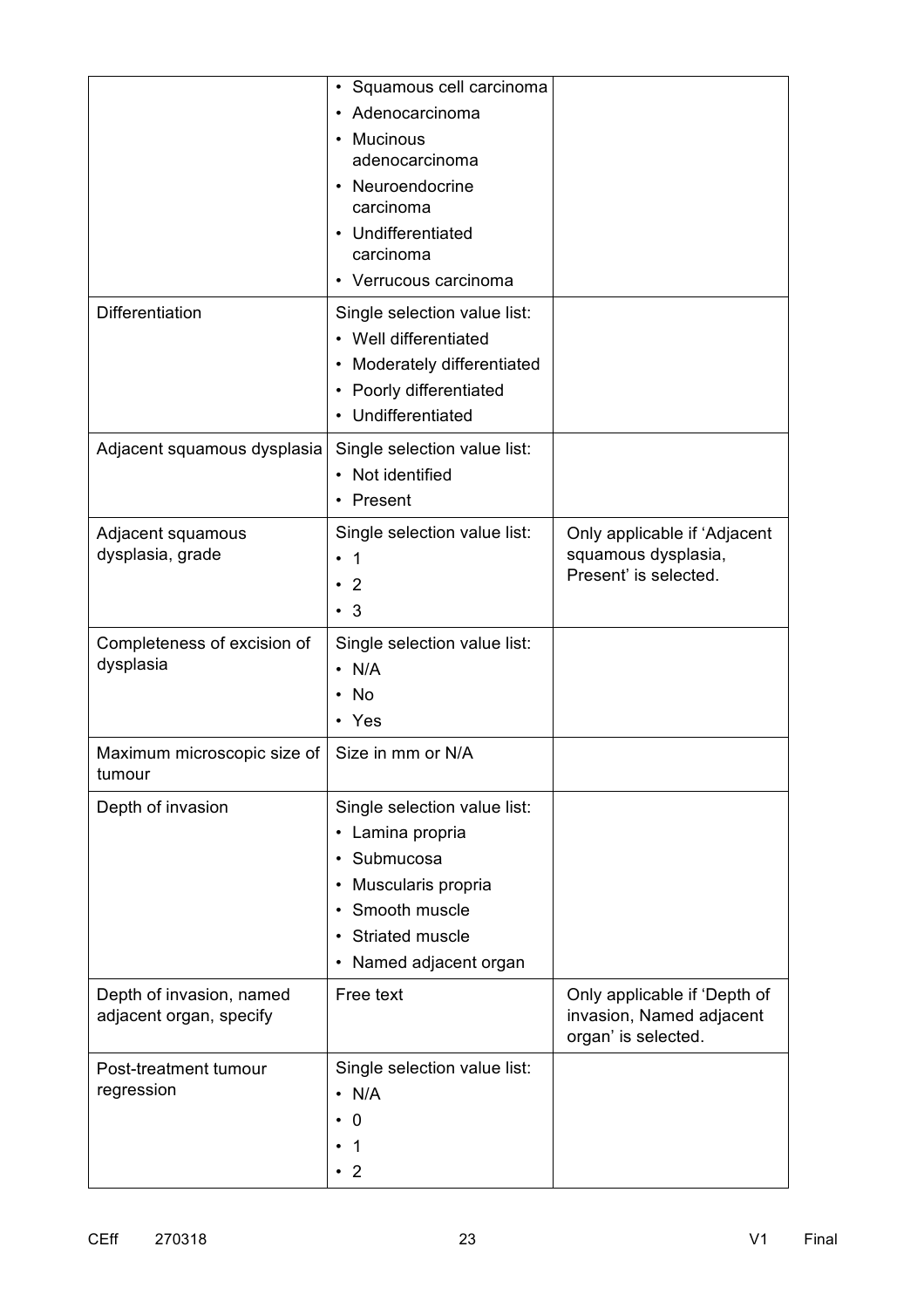| | | |
|---|---|---|
| | • Squamous cell carcinoma<br>• Adenocarcinoma<br>• Mucinous adenocarcinoma<br>• Neuroendocrine carcinoma<br>• Undifferentiated carcinoma<br>• Verrucous carcinoma | |
| Differentiation | Single selection value list:<br>• Well differentiated<br>• Moderately differentiated<br>• Poorly differentiated<br>• Undifferentiated | |
| Adjacent squamous dysplasia | Single selection value list:<br>• Not identified<br>• Present | |
| Adjacent squamous dysplasia, grade | Single selection value list:<br>• 1<br>• 2<br>• 3 | Only applicable if 'Adjacent squamous dysplasia, Present' is selected. |
| Completeness of excision of dysplasia | Single selection value list:<br>• N/A<br>• No<br>• Yes | |
| Maximum microscopic size of tumour | Size in mm or N/A | |
| Depth of invasion | Single selection value list:<br>• Lamina propria<br>• Submucosa<br>• Muscularis propria<br>• Smooth muscle<br>• Striated muscle<br>• Named adjacent organ | |
| Depth of invasion, named adjacent organ, specify | Free text | Only applicable if 'Depth of invasion, Named adjacent organ' is selected. |
| Post-treatment tumour regression | Single selection value list:<br>• N/A<br>• 0<br>• 1<br>• 2 | |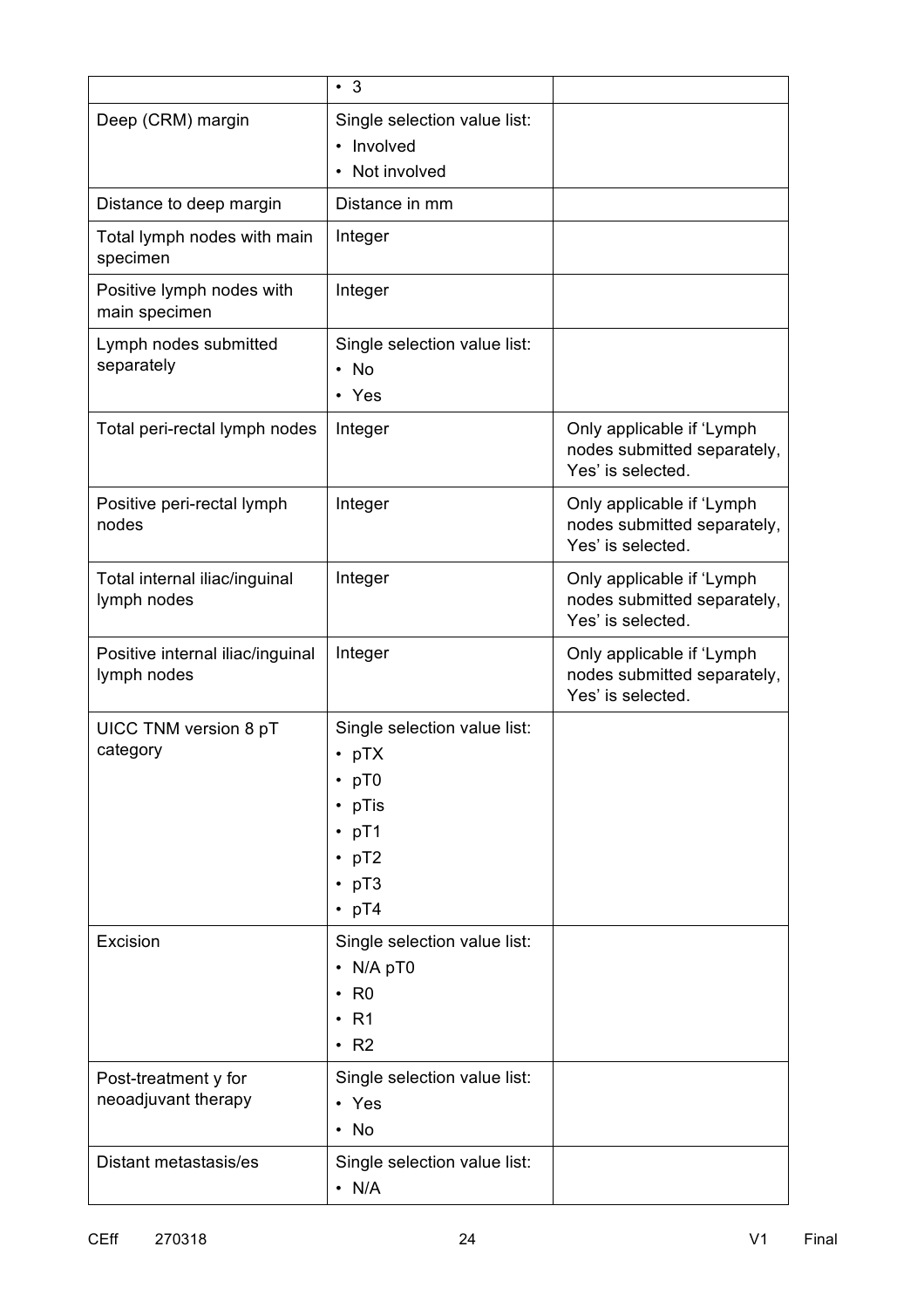| | • 3 | |
|---|---|---|
| Deep (CRM) margin | Single selection value list:<br>• Involved<br>• Not involved | |
| Distance to deep margin | Distance in mm | |
| Total lymph nodes with main specimen | Integer | |
| Positive lymph nodes with main specimen | Integer | |
| Lymph nodes submitted separately | Single selection value list:<br>• No<br>• Yes | |
| Total peri-rectal lymph nodes | Integer | Only applicable if 'Lymph nodes submitted separately, Yes' is selected. |
| Positive peri-rectal lymph nodes | Integer | Only applicable if 'Lymph nodes submitted separately, Yes' is selected. |
| Total internal iliac/inguinal lymph nodes | Integer | Only applicable if 'Lymph nodes submitted separately, Yes' is selected. |
| Positive internal iliac/inguinal lymph nodes | Integer | Only applicable if 'Lymph nodes submitted separately, Yes' is selected. |
| UICC TNM version 8 pT category | Single selection value list:<br>• pTX<br>• pT0<br>• pTis<br>• pT1<br>• pT2<br>• pT3<br>• pT4 | |
| Excision | Single selection value list:<br>• N/A pT0<br>• R0<br>• R1<br>• R2 | |
| Post-treatment y for neoadjuvant therapy | Single selection value list:<br>• Yes<br>• No | |
| Distant metastasis/es | Single selection value list:<br>• N/A | |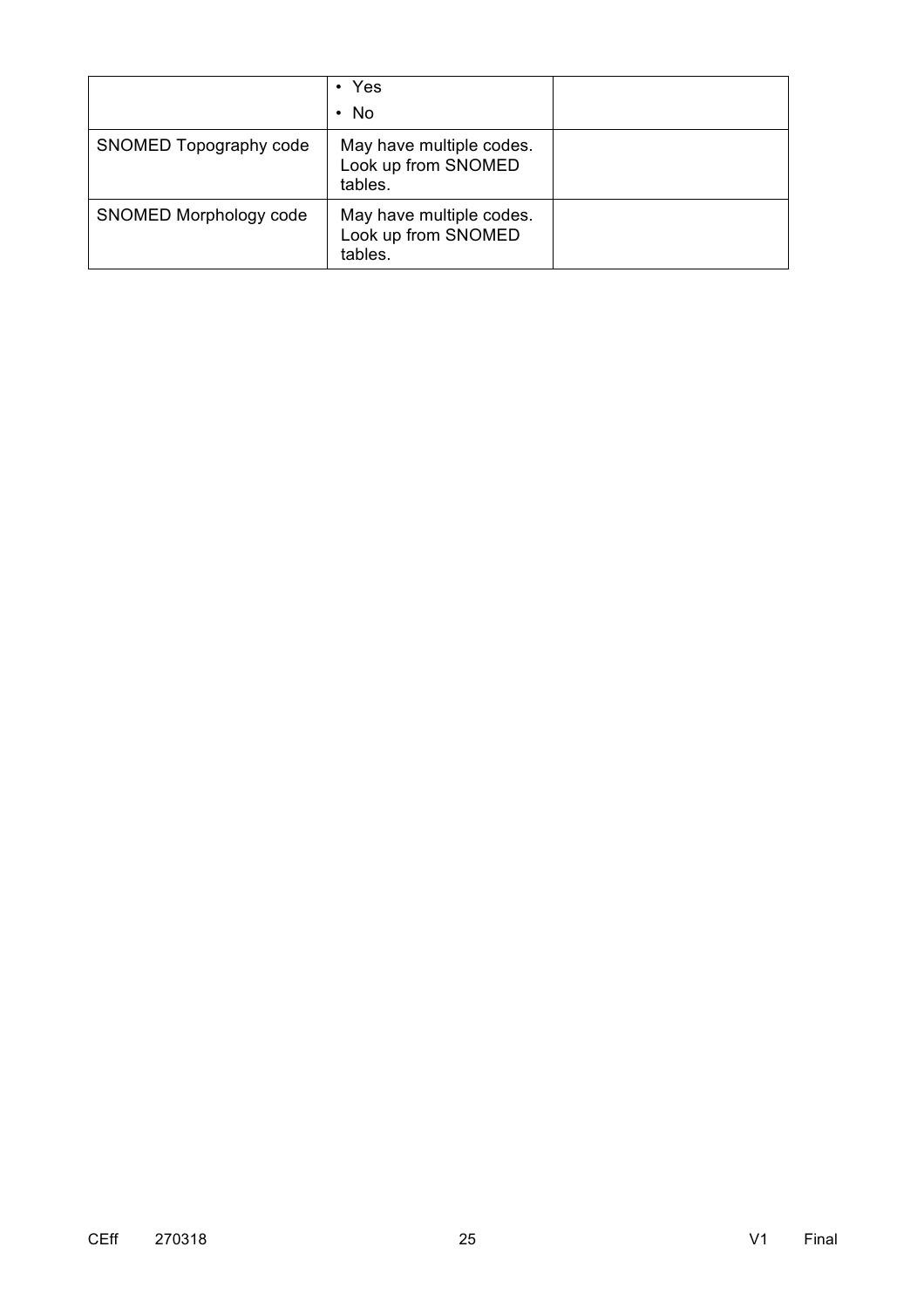| | | |
|---|---|---|
| | • Yes<br>• No | |
| SNOMED Topography code | May have multiple codes. Look up from SNOMED tables. | |
| SNOMED Morphology code | May have multiple codes. Look up from SNOMED tables. | |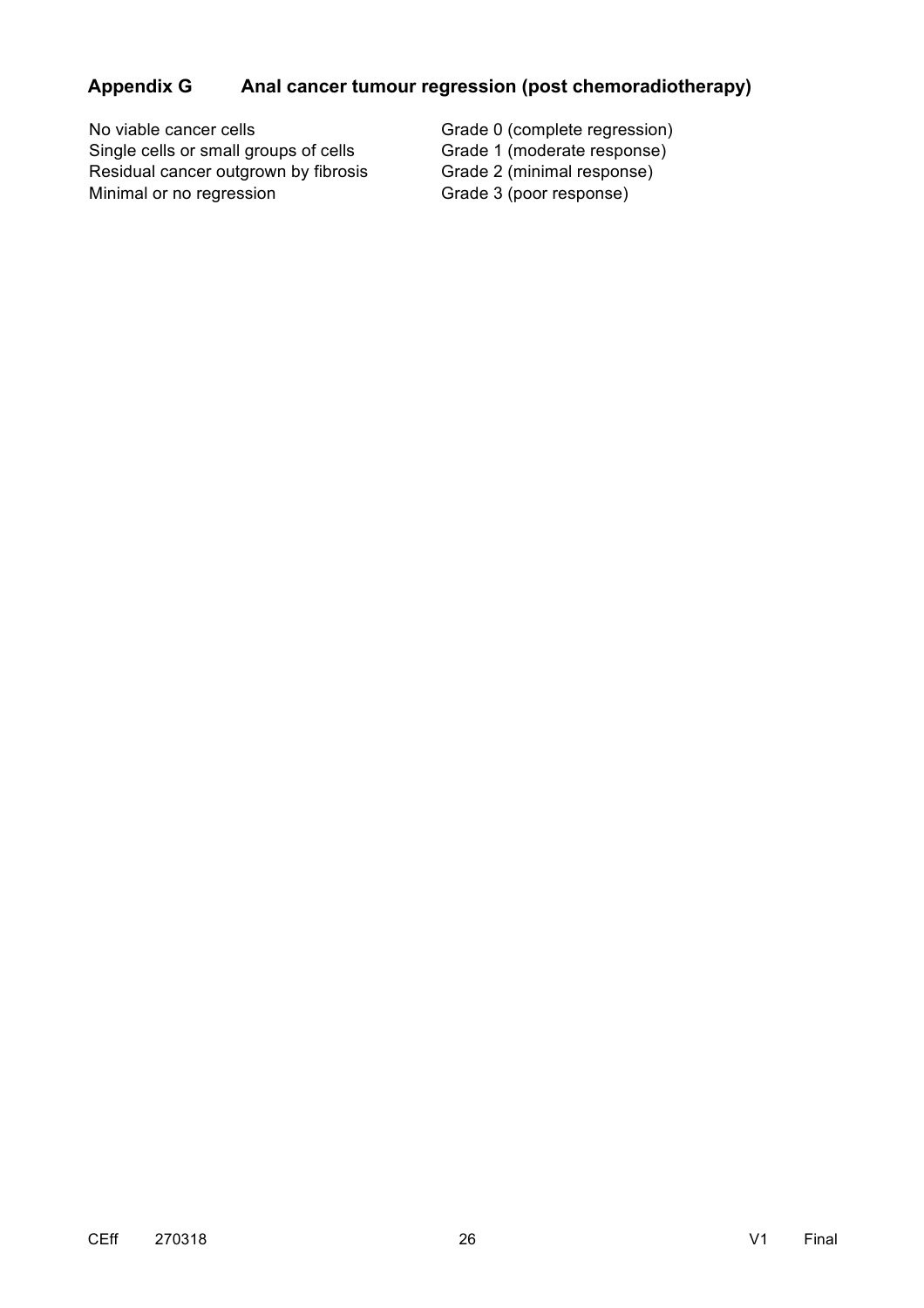## Appendix G Anal cancer tumour regression (post chemoradiotherapy)

| | |
|---|---|
| No viable cancer cells | Grade 0 (complete regression) |
| Single cells or small groups of cells | Grade 1 (moderate response) |
| Residual cancer outgrown by fibrosis | Grade 2 (minimal response) |
| Minimal or no regression | Grade 3 (poor response) |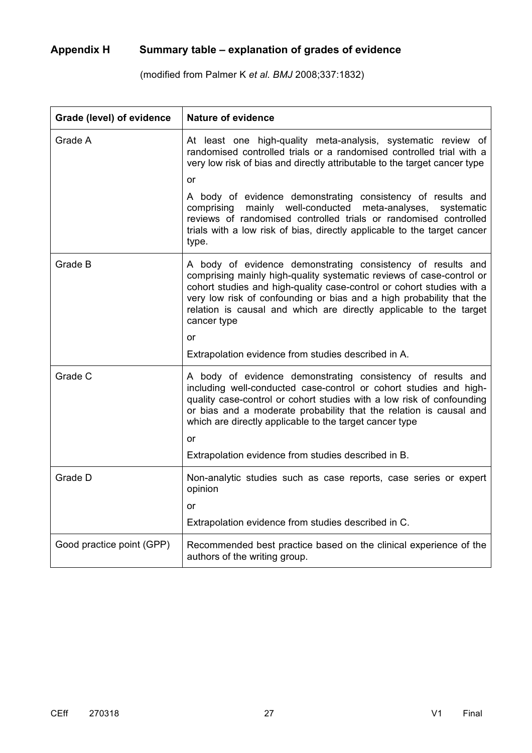## Appendix H Summary table – explanation of grades of evidence

(modified from Palmer K *et al. BMJ* 2008;337:1832)

| Grade (level) of evidence | Nature of evidence |
|---|---|
| Grade A | At least one high-quality meta-analysis, systematic review of randomised controlled trials or a randomised controlled trial with a very low risk of bias and directly attributable to the target cancer type<br><br>or<br><br>A body of evidence demonstrating consistency of results and comprising mainly well-conducted meta-analyses, systematic reviews of randomised controlled trials or randomised controlled trials with a low risk of bias, directly applicable to the target cancer type. |
| Grade B | A body of evidence demonstrating consistency of results and comprising mainly high-quality systematic reviews of case-control or cohort studies and high-quality case-control or cohort studies with a very low risk of confounding or bias and a high probability that the relation is causal and which are directly applicable to the target cancer type<br><br>or<br><br>Extrapolation evidence from studies described in A. |
| Grade C | A body of evidence demonstrating consistency of results and including well-conducted case-control or cohort studies and high-quality case-control or cohort studies with a low risk of confounding or bias and a moderate probability that the relation is causal and which are directly applicable to the target cancer type<br><br>or<br><br>Extrapolation evidence from studies described in B. |
| Grade D | Non-analytic studies such as case reports, case series or expert opinion<br><br>or<br><br>Extrapolation evidence from studies described in C. |
| Good practice point (GPP) | Recommended best practice based on the clinical experience of the authors of the writing group. |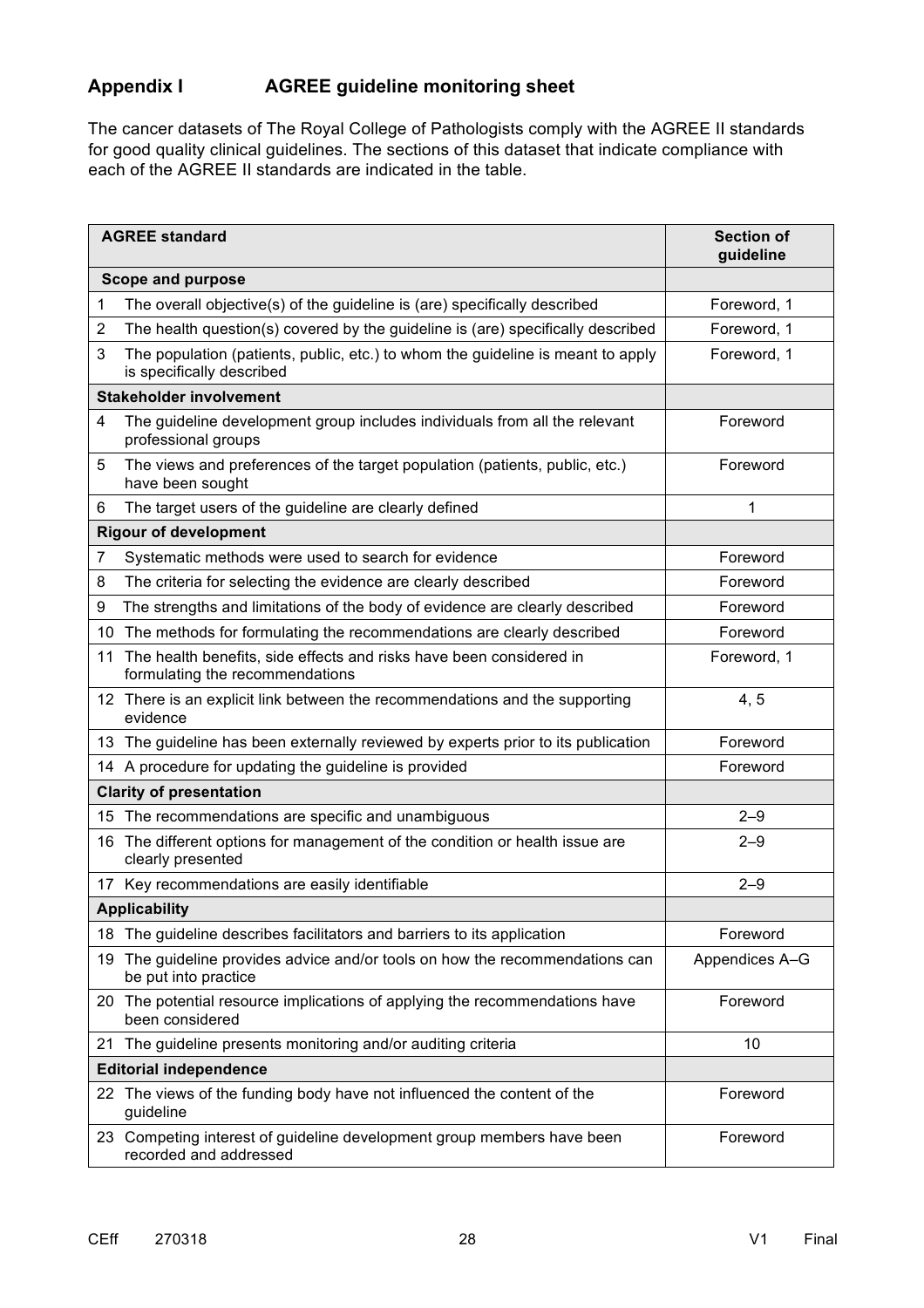## Appendix I AGREE guideline monitoring sheet

The cancer datasets of The Royal College of Pathologists comply with the AGREE II standards for good quality clinical guidelines. The sections of this dataset that indicate compliance with each of the AGREE II standards are indicated in the table.

| AGREE standard | Section of guideline |
|---|---|
| **Scope and purpose** | |
| 1 The overall objective(s) of the guideline is (are) specifically described | Foreword, 1 |
| 2 The health question(s) covered by the guideline is (are) specifically described | Foreword, 1 |
| 3 The population (patients, public, etc.) to whom the guideline is meant to apply is specifically described | Foreword, 1 |
| **Stakeholder involvement** | |
| 4 The guideline development group includes individuals from all the relevant professional groups | Foreword |
| 5 The views and preferences of the target population (patients, public, etc.) have been sought | Foreword |
| 6 The target users of the guideline are clearly defined | 1 |
| **Rigour of development** | |
| 7 Systematic methods were used to search for evidence | Foreword |
| 8 The criteria for selecting the evidence are clearly described | Foreword |
| 9 The strengths and limitations of the body of evidence are clearly described | Foreword |
| 10 The methods for formulating the recommendations are clearly described | Foreword |
| 11 The health benefits, side effects and risks have been considered in formulating the recommendations | Foreword, 1 |
| 12 There is an explicit link between the recommendations and the supporting evidence | 4, 5 |
| 13 The guideline has been externally reviewed by experts prior to its publication | Foreword |
| 14 A procedure for updating the guideline is provided | Foreword |
| **Clarity of presentation** | |
| 15 The recommendations are specific and unambiguous | 2–9 |
| 16 The different options for management of the condition or health issue are clearly presented | 2–9 |
| 17 Key recommendations are easily identifiable | 2–9 |
| **Applicability** | |
| 18 The guideline describes facilitators and barriers to its application | Foreword |
| 19 The guideline provides advice and/or tools on how the recommendations can be put into practice | Appendices A–G |
| 20 The potential resource implications of applying the recommendations have been considered | Foreword |
| 21 The guideline presents monitoring and/or auditing criteria | 10 |
| **Editorial independence** | |
| 22 The views of the funding body have not influenced the content of the guideline | Foreword |
| 23 Competing interest of guideline development group members have been recorded and addressed | Foreword |